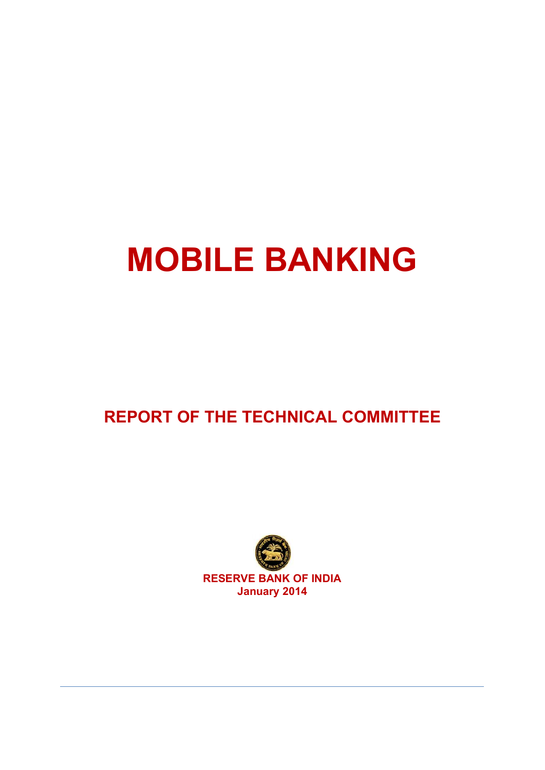# MOBILE BANKING

## REPORT OF THE TECHNICAL COMMITTEE

**RESERVE BANK OF INDIA**
**January 2014**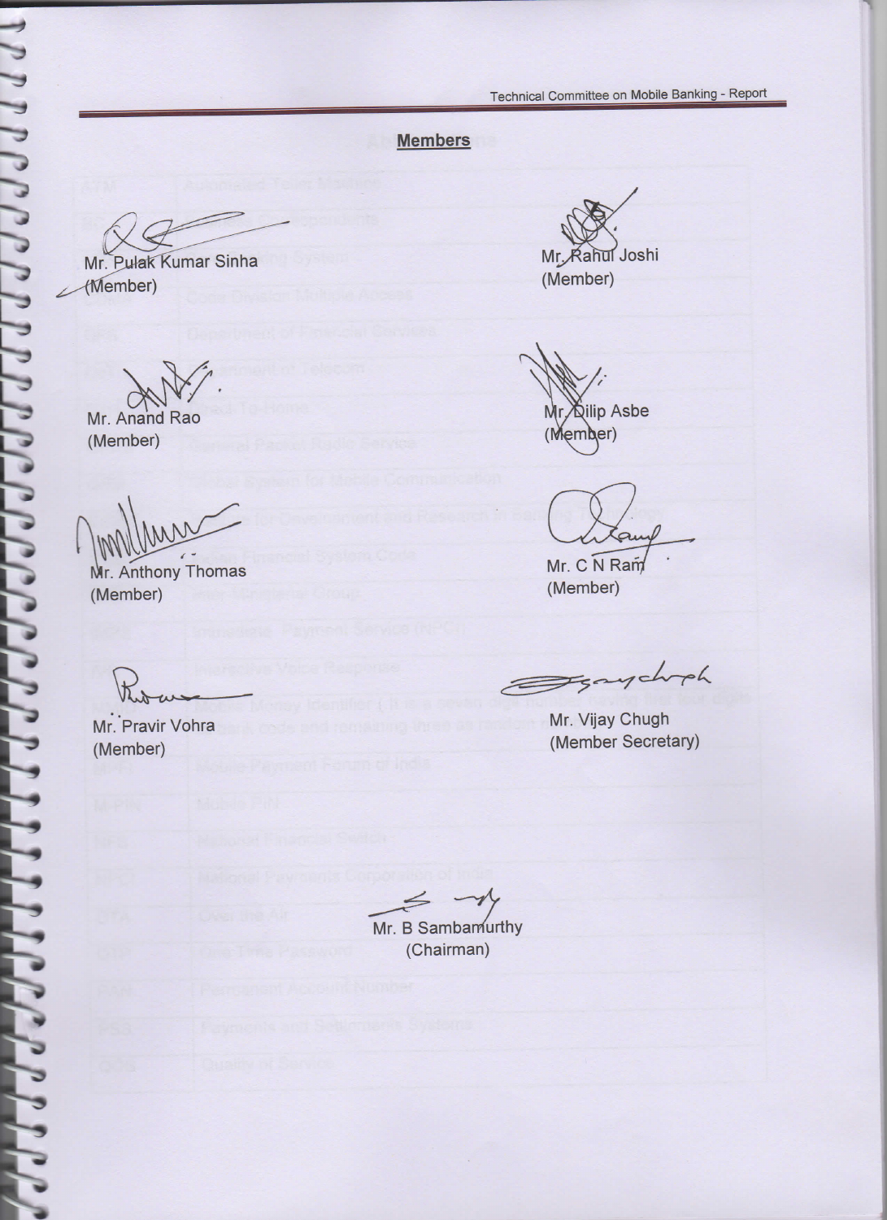## Members

Mr. Pulak Kumar Sinha
(Member)

Mr. Rahul Joshi
(Member)

Mr. Anand Rao
(Member)

Mr. Dilip Asbe
(Member)

Mr. Anthony Thomas
(Member)

Mr. C N Ram
(Member)

Mr. Pravir Vohra
(Member)

Mr. Vijay Chugh
(Member Secretary)

Mr. B Sambamurthy
(Chairman)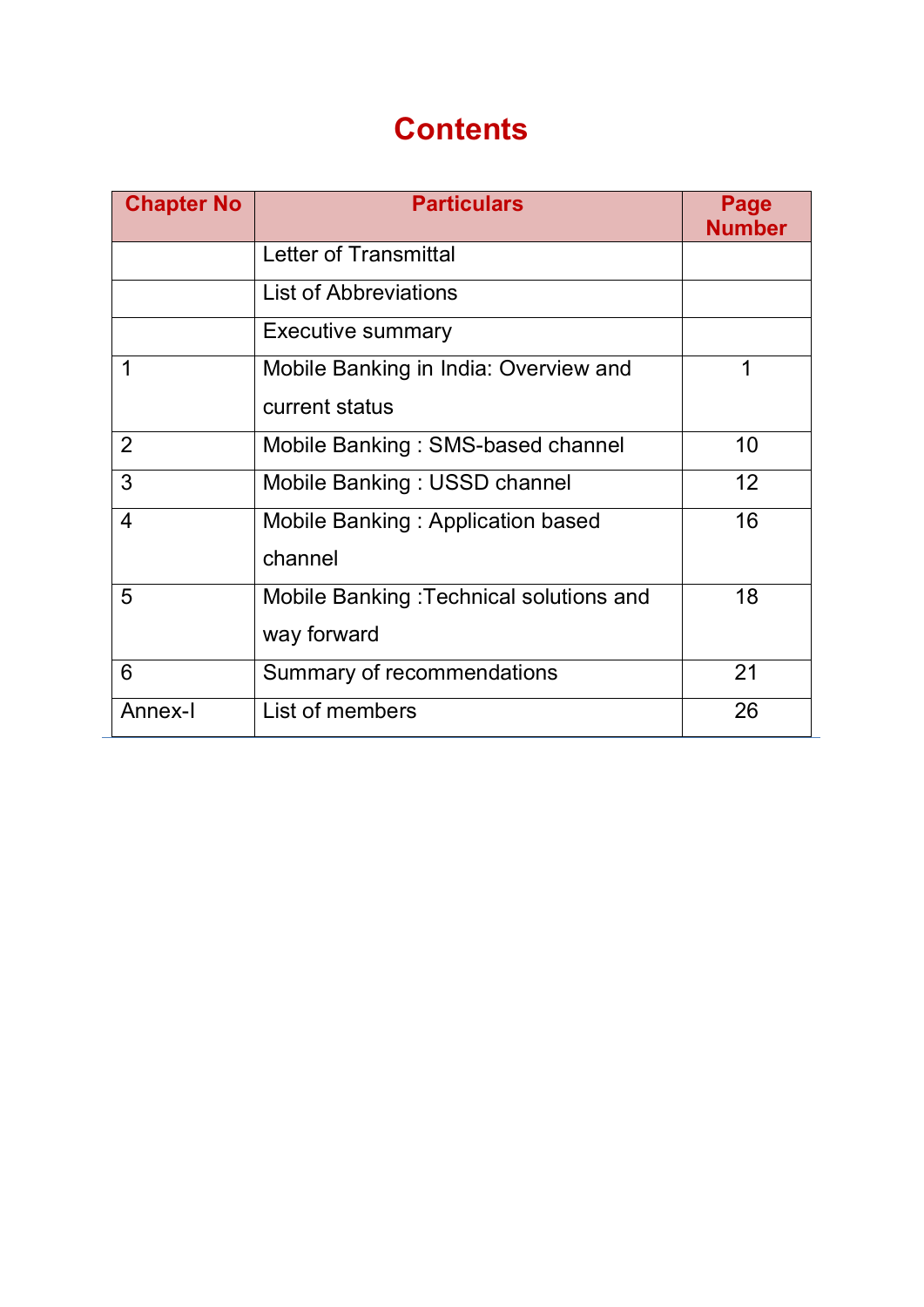# Contents

| Chapter No | Particulars | Page Number |
|---|---|---|
| | Letter of Transmittal | |
| | List of Abbreviations | |
| | Executive summary | |
| 1 | Mobile Banking in India: Overview and current status | 1 |
| 2 | Mobile Banking : SMS-based channel | 10 |
| 3 | Mobile Banking : USSD channel | 12 |
| 4 | Mobile Banking : Application based channel | 16 |
| 5 | Mobile Banking :Technical solutions and way forward | 18 |
| 6 | Summary of recommendations | 21 |
| Annex-I | List of members | 26 |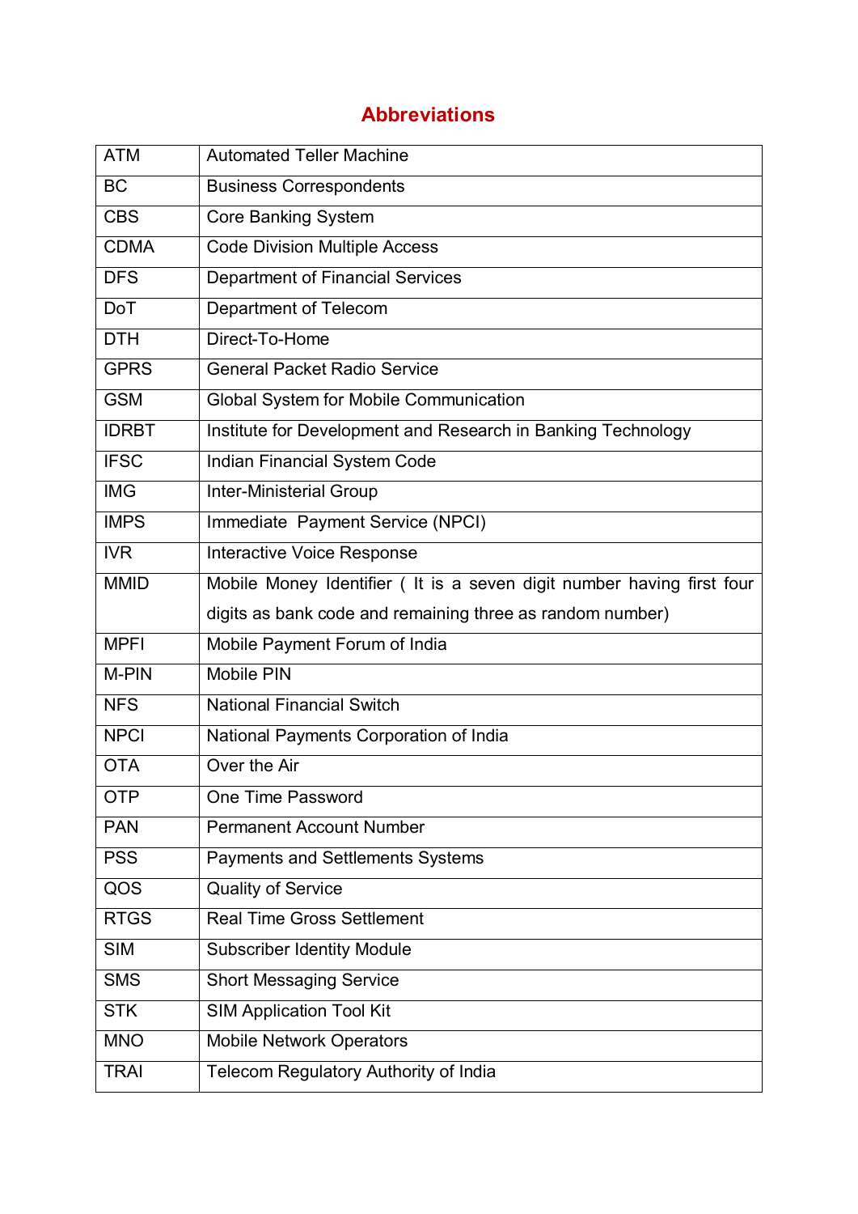# Abbreviations

| | |
|---|---|
| ATM | Automated Teller Machine |
| BC | Business Correspondents |
| CBS | Core Banking System |
| CDMA | Code Division Multiple Access |
| DFS | Department of Financial Services |
| DoT | Department of Telecom |
| DTH | Direct-To-Home |
| GPRS | General Packet Radio Service |
| GSM | Global System for Mobile Communication |
| IDRBT | Institute for Development and Research in Banking Technology |
| IFSC | Indian Financial System Code |
| IMG | Inter-Ministerial Group |
| IMPS | Immediate Payment Service (NPCI) |
| IVR | Interactive Voice Response |
| MMID | Mobile Money Identifier ( It is a seven digit number having first four digits as bank code and remaining three as random number) |
| MPFI | Mobile Payment Forum of India |
| M-PIN | Mobile PIN |
| NFS | National Financial Switch |
| NPCI | National Payments Corporation of India |
| OTA | Over the Air |
| OTP | One Time Password |
| PAN | Permanent Account Number |
| PSS | Payments and Settlements Systems |
| QOS | Quality of Service |
| RTGS | Real Time Gross Settlement |
| SIM | Subscriber Identity Module |
| SMS | Short Messaging Service |
| STK | SIM Application Tool Kit |
| MNO | Mobile Network Operators |
| TRAI | Telecom Regulatory Authority of India |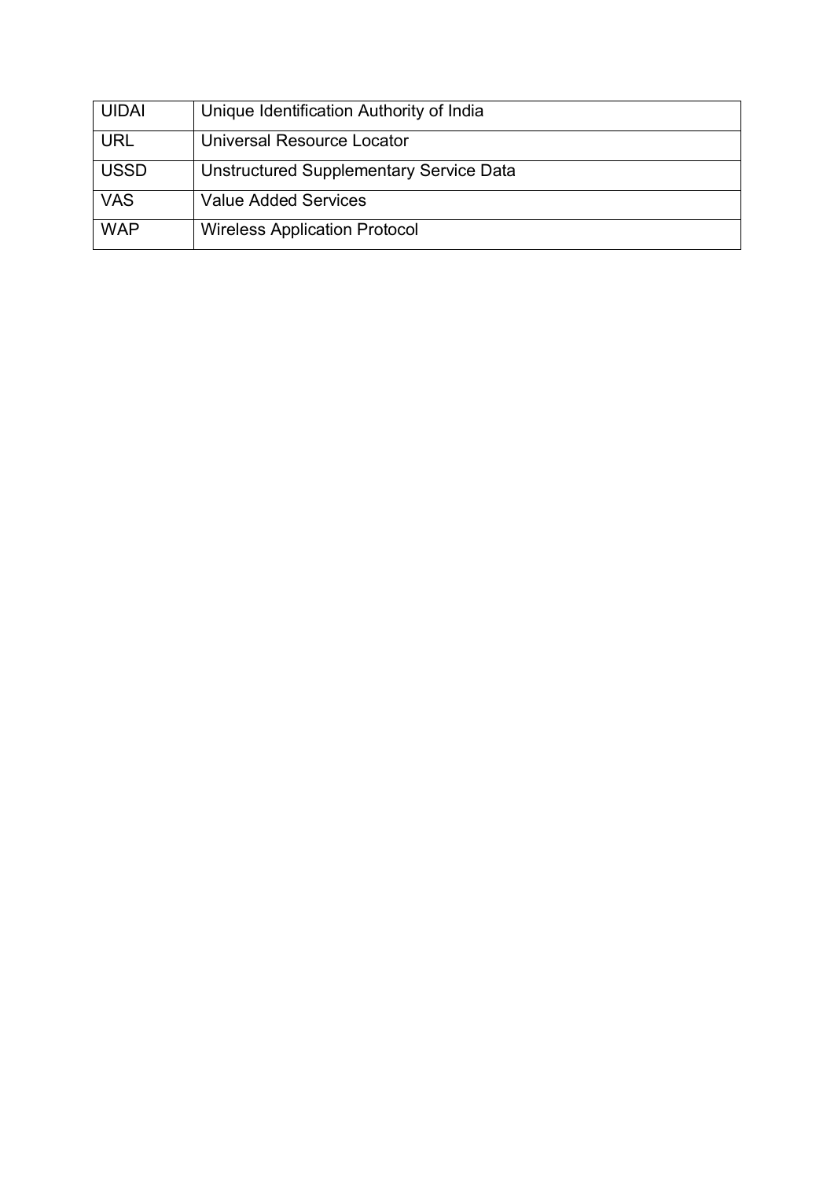| | |
|---|---|
| UIDAI | Unique Identification Authority of India |
| URL | Universal Resource Locator |
| USSD | Unstructured Supplementary Service Data |
| VAS | Value Added Services |
| WAP | Wireless Application Protocol |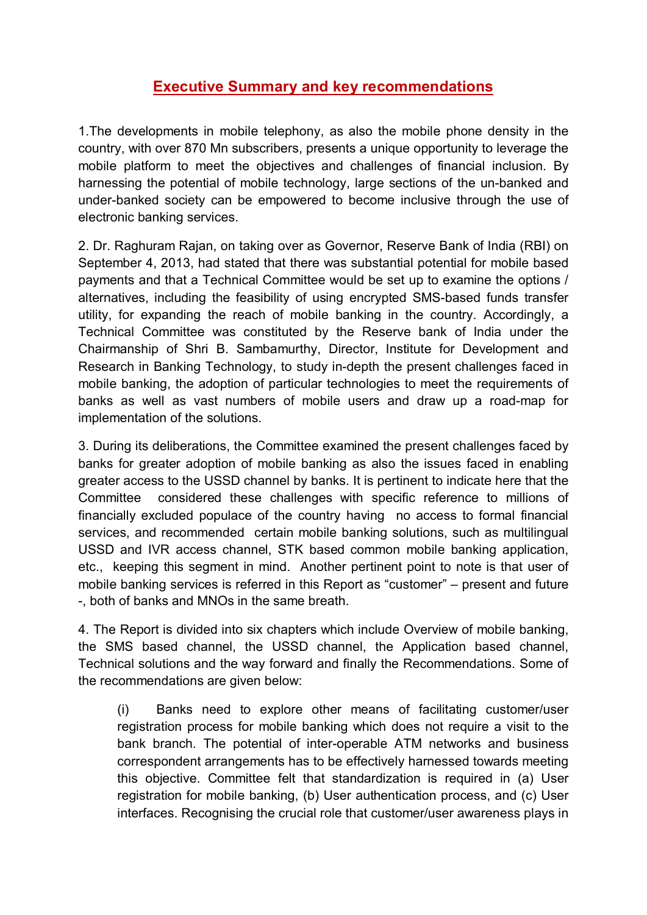# Executive Summary and key recommendations

1.The developments in mobile telephony, as also the mobile phone density in the country, with over 870 Mn subscribers, presents a unique opportunity to leverage the mobile platform to meet the objectives and challenges of financial inclusion. By harnessing the potential of mobile technology, large sections of the un-banked and under-banked society can be empowered to become inclusive through the use of electronic banking services.

2. Dr. Raghuram Rajan, on taking over as Governor, Reserve Bank of India (RBI) on September 4, 2013, had stated that there was substantial potential for mobile based payments and that a Technical Committee would be set up to examine the options / alternatives, including the feasibility of using encrypted SMS-based funds transfer utility, for expanding the reach of mobile banking in the country. Accordingly, a Technical Committee was constituted by the Reserve bank of India under the Chairmanship of Shri B. Sambamurthy, Director, Institute for Development and Research in Banking Technology, to study in-depth the present challenges faced in mobile banking, the adoption of particular technologies to meet the requirements of banks as well as vast numbers of mobile users and draw up a road-map for implementation of the solutions.

3. During its deliberations, the Committee examined the present challenges faced by banks for greater adoption of mobile banking as also the issues faced in enabling greater access to the USSD channel by banks. It is pertinent to indicate here that the Committee considered these challenges with specific reference to millions of financially excluded populace of the country having no access to formal financial services, and recommended certain mobile banking solutions, such as multilingual USSD and IVR access channel, STK based common mobile banking application, etc., keeping this segment in mind. Another pertinent point to note is that user of mobile banking services is referred in this Report as "customer" – present and future -, both of banks and MNOs in the same breath.

4. The Report is divided into six chapters which include Overview of mobile banking, the SMS based channel, the USSD channel, the Application based channel, Technical solutions and the way forward and finally the Recommendations. Some of the recommendations are given below:

(i) Banks need to explore other means of facilitating customer/user registration process for mobile banking which does not require a visit to the bank branch. The potential of inter-operable ATM networks and business correspondent arrangements has to be effectively harnessed towards meeting this objective. Committee felt that standardization is required in (a) User registration for mobile banking, (b) User authentication process, and (c) User interfaces. Recognising the crucial role that customer/user awareness plays in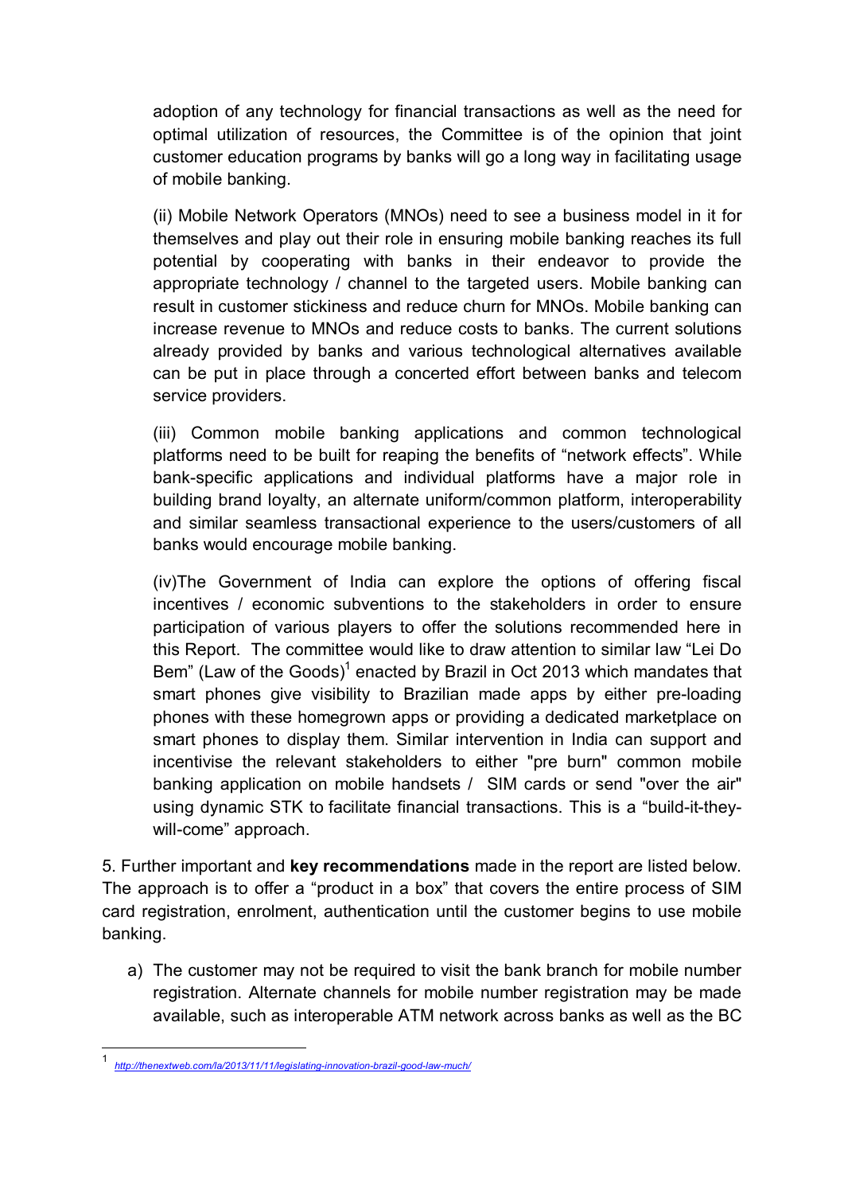adoption of any technology for financial transactions as well as the need for optimal utilization of resources, the Committee is of the opinion that joint customer education programs by banks will go a long way in facilitating usage of mobile banking.

(ii) Mobile Network Operators (MNOs) need to see a business model in it for themselves and play out their role in ensuring mobile banking reaches its full potential by cooperating with banks in their endeavor to provide the appropriate technology / channel to the targeted users. Mobile banking can result in customer stickiness and reduce churn for MNOs. Mobile banking can increase revenue to MNOs and reduce costs to banks. The current solutions already provided by banks and various technological alternatives available can be put in place through a concerted effort between banks and telecom service providers.

(iii) Common mobile banking applications and common technological platforms need to be built for reaping the benefits of "network effects". While bank-specific applications and individual platforms have a major role in building brand loyalty, an alternate uniform/common platform, interoperability and similar seamless transactional experience to the users/customers of all banks would encourage mobile banking.

(iv)The Government of India can explore the options of offering fiscal incentives / economic subventions to the stakeholders in order to ensure participation of various players to offer the solutions recommended here in this Report. The committee would like to draw attention to similar law "Lei Do Bem" (Law of the Goods)[1] enacted by Brazil in Oct 2013 which mandates that smart phones give visibility to Brazilian made apps by either pre-loading phones with these homegrown apps or providing a dedicated marketplace on smart phones to display them. Similar intervention in India can support and incentivise the relevant stakeholders to either "pre burn" common mobile banking application on mobile handsets / SIM cards or send "over the air" using dynamic STK to facilitate financial transactions. This is a "build-it-they-will-come" approach.

5. Further important and **key recommendations** made in the report are listed below. The approach is to offer a "product in a box" that covers the entire process of SIM card registration, enrolment, authentication until the customer begins to use mobile banking.

a) The customer may not be required to visit the bank branch for mobile number registration. Alternate channels for mobile number registration may be made available, such as interoperable ATM network across banks as well as the BC

---

[1] *http://thenextweb.com/la/2013/11/11/legislating-innovation-brazil-good-law-much/*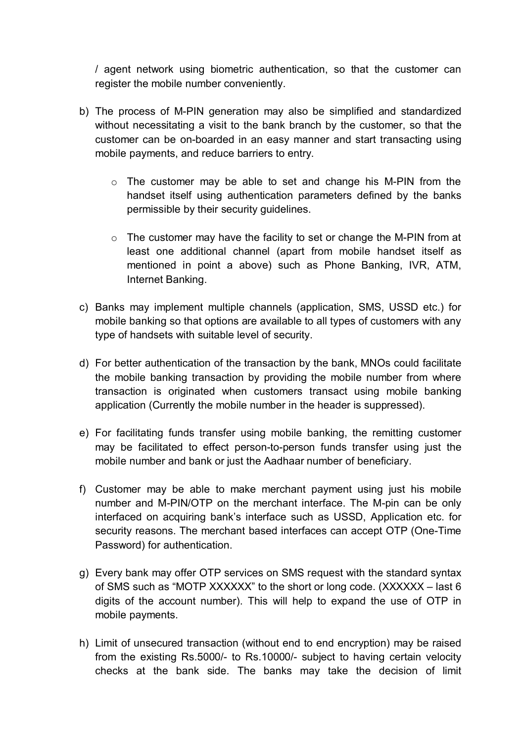/ agent network using biometric authentication, so that the customer can register the mobile number conveniently.

b) The process of M-PIN generation may also be simplified and standardized without necessitating a visit to the bank branch by the customer, so that the customer can be on-boarded in an easy manner and start transacting using mobile payments, and reduce barriers to entry.

   - The customer may be able to set and change his M-PIN from the handset itself using authentication parameters defined by the banks permissible by their security guidelines.

   - The customer may have the facility to set or change the M-PIN from at least one additional channel (apart from mobile handset itself as mentioned in point a above) such as Phone Banking, IVR, ATM, Internet Banking.

c) Banks may implement multiple channels (application, SMS, USSD etc.) for mobile banking so that options are available to all types of customers with any type of handsets with suitable level of security.

d) For better authentication of the transaction by the bank, MNOs could facilitate the mobile banking transaction by providing the mobile number from where transaction is originated when customers transact using mobile banking application (Currently the mobile number in the header is suppressed).

e) For facilitating funds transfer using mobile banking, the remitting customer may be facilitated to effect person-to-person funds transfer using just the mobile number and bank or just the Aadhaar number of beneficiary.

f) Customer may be able to make merchant payment using just his mobile number and M-PIN/OTP on the merchant interface. The M-pin can be only interfaced on acquiring bank's interface such as USSD, Application etc. for security reasons. The merchant based interfaces can accept OTP (One-Time Password) for authentication.

g) Every bank may offer OTP services on SMS request with the standard syntax of SMS such as "MOTP XXXXXX" to the short or long code. (XXXXXX – last 6 digits of the account number). This will help to expand the use of OTP in mobile payments.

h) Limit of unsecured transaction (without end to end encryption) may be raised from the existing Rs.5000/- to Rs.10000/- subject to having certain velocity checks at the bank side. The banks may take the decision of limit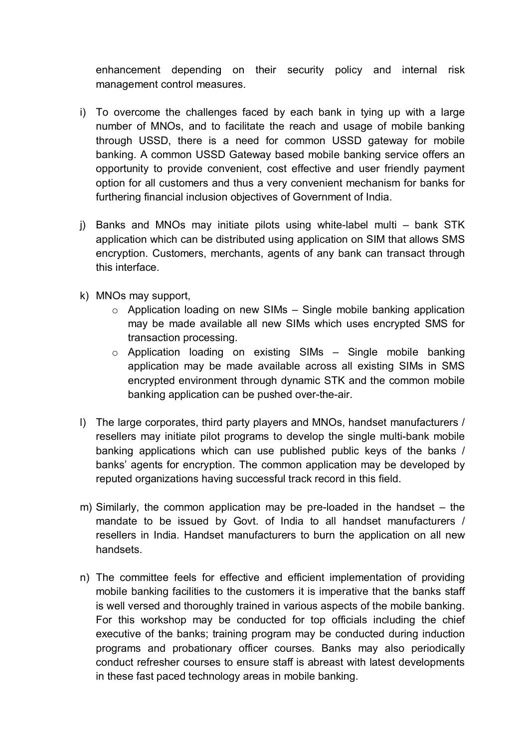enhancement depending on their security policy and internal risk management control measures.

i) To overcome the challenges faced by each bank in tying up with a large number of MNOs, and to facilitate the reach and usage of mobile banking through USSD, there is a need for common USSD gateway for mobile banking. A common USSD Gateway based mobile banking service offers an opportunity to provide convenient, cost effective and user friendly payment option for all customers and thus a very convenient mechanism for banks for furthering financial inclusion objectives of Government of India.

j) Banks and MNOs may initiate pilots using white-label multi – bank STK application which can be distributed using application on SIM that allows SMS encryption. Customers, merchants, agents of any bank can transact through this interface.

k) MNOs may support,
   - Application loading on new SIMs – Single mobile banking application may be made available all new SIMs which uses encrypted SMS for transaction processing.
   - Application loading on existing SIMs – Single mobile banking application may be made available across all existing SIMs in SMS encrypted environment through dynamic STK and the common mobile banking application can be pushed over-the-air.

l) The large corporates, third party players and MNOs, handset manufacturers / resellers may initiate pilot programs to develop the single multi-bank mobile banking applications which can use published public keys of the banks / banks' agents for encryption. The common application may be developed by reputed organizations having successful track record in this field.

m) Similarly, the common application may be pre-loaded in the handset – the mandate to be issued by Govt. of India to all handset manufacturers / resellers in India. Handset manufacturers to burn the application on all new handsets.

n) The committee feels for effective and efficient implementation of providing mobile banking facilities to the customers it is imperative that the banks staff is well versed and thoroughly trained in various aspects of the mobile banking. For this workshop may be conducted for top officials including the chief executive of the banks; training program may be conducted during induction programs and probationary officer courses. Banks may also periodically conduct refresher courses to ensure staff is abreast with latest developments in these fast paced technology areas in mobile banking.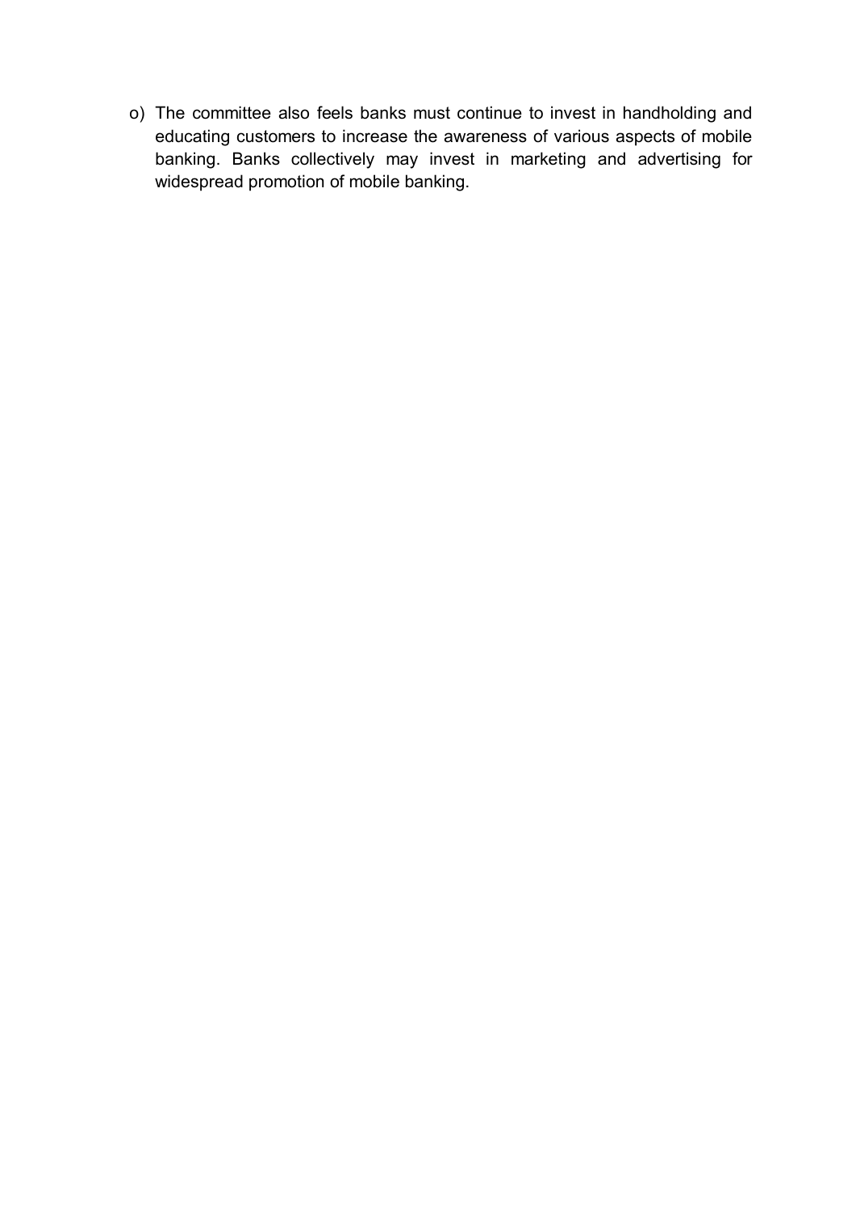o) The committee also feels banks must continue to invest in handholding and educating customers to increase the awareness of various aspects of mobile banking. Banks collectively may invest in marketing and advertising for widespread promotion of mobile banking.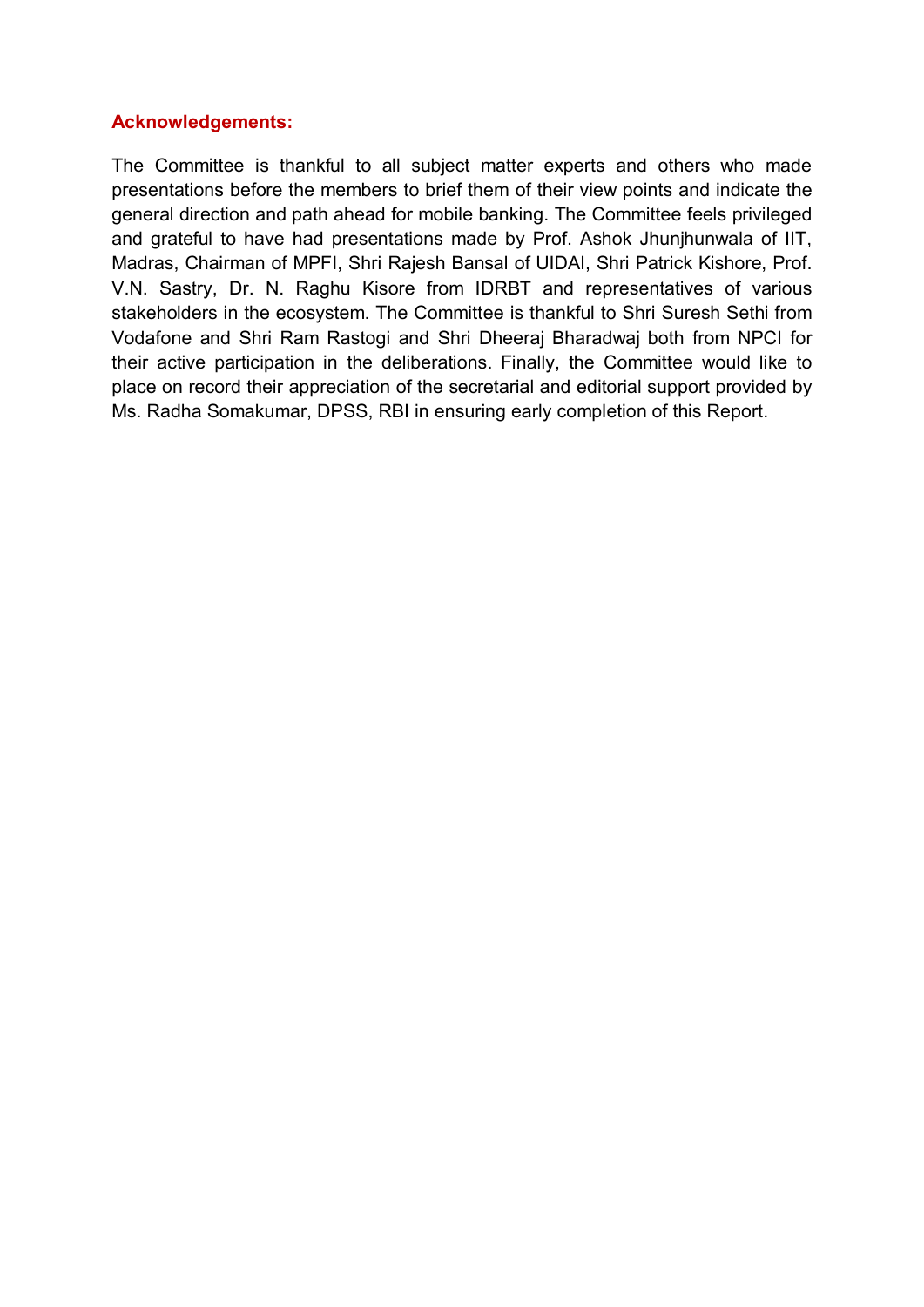## Acknowledgements:

The Committee is thankful to all subject matter experts and others who made presentations before the members to brief them of their view points and indicate the general direction and path ahead for mobile banking. The Committee feels privileged and grateful to have had presentations made by Prof. Ashok Jhunjhunwala of IIT, Madras, Chairman of MPFI, Shri Rajesh Bansal of UIDAI, Shri Patrick Kishore, Prof. V.N. Sastry, Dr. N. Raghu Kisore from IDRBT and representatives of various stakeholders in the ecosystem. The Committee is thankful to Shri Suresh Sethi from Vodafone and Shri Ram Rastogi and Shri Dheeraj Bharadwaj both from NPCI for their active participation in the deliberations. Finally, the Committee would like to place on record their appreciation of the secretarial and editorial support provided by Ms. Radha Somakumar, DPSS, RBI in ensuring early completion of this Report.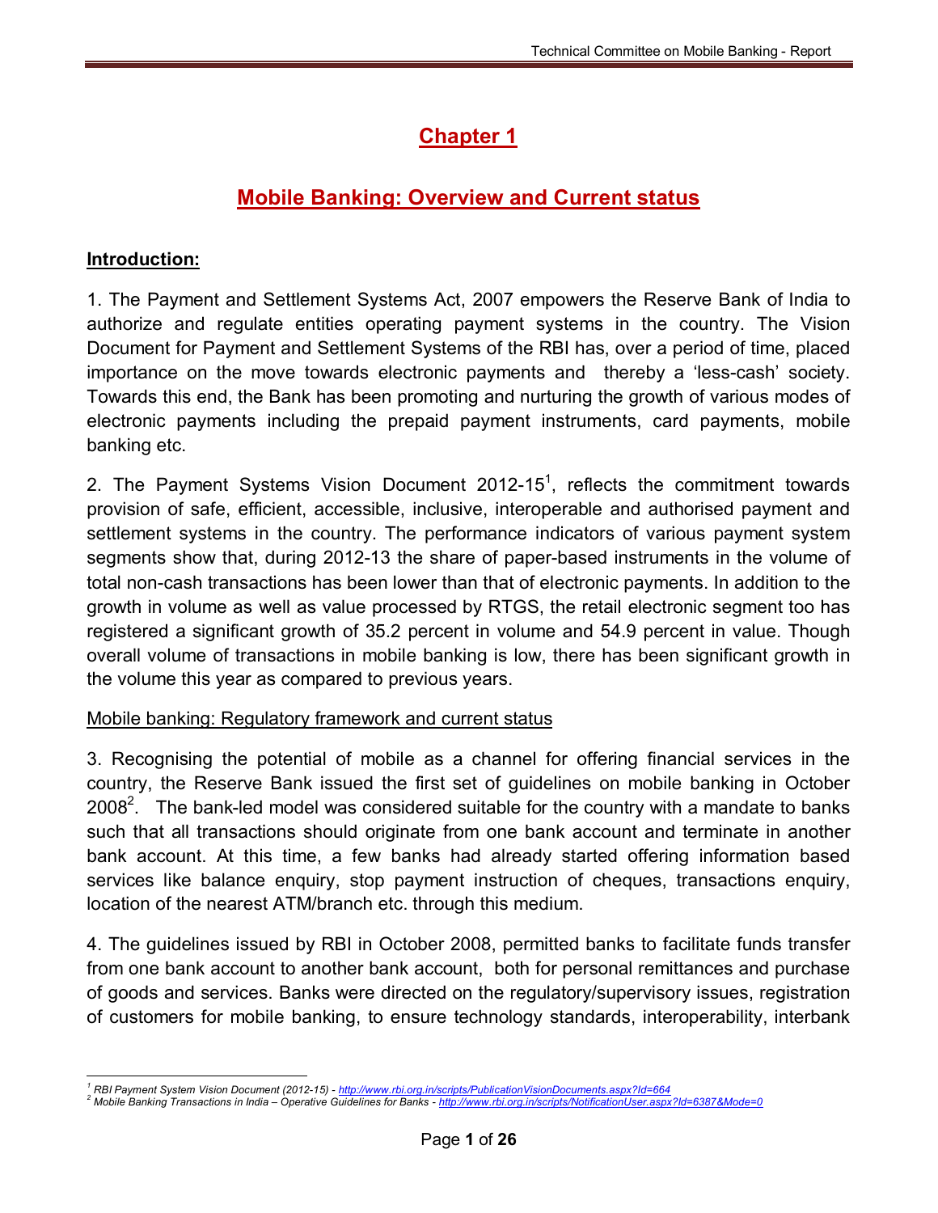# Chapter 1

## Mobile Banking: Overview and Current status

**Introduction:**

1. The Payment and Settlement Systems Act, 2007 empowers the Reserve Bank of India to authorize and regulate entities operating payment systems in the country. The Vision Document for Payment and Settlement Systems of the RBI has, over a period of time, placed importance on the move towards electronic payments and thereby a 'less-cash' society. Towards this end, the Bank has been promoting and nurturing the growth of various modes of electronic payments including the prepaid payment instruments, card payments, mobile banking etc.

2. The Payment Systems Vision Document 2012-15[1], reflects the commitment towards provision of safe, efficient, accessible, inclusive, interoperable and authorised payment and settlement systems in the country. The performance indicators of various payment system segments show that, during 2012-13 the share of paper-based instruments in the volume of total non-cash transactions has been lower than that of electronic payments. In addition to the growth in volume as well as value processed by RTGS, the retail electronic segment too has registered a significant growth of 35.2 percent in volume and 54.9 percent in value. Though overall volume of transactions in mobile banking is low, there has been significant growth in the volume this year as compared to previous years.

Mobile banking: Regulatory framework and current status

3. Recognising the potential of mobile as a channel for offering financial services in the country, the Reserve Bank issued the first set of guidelines on mobile banking in October 2008[2]. The bank-led model was considered suitable for the country with a mandate to banks such that all transactions should originate from one bank account and terminate in another bank account. At this time, a few banks had already started offering information based services like balance enquiry, stop payment instruction of cheques, transactions enquiry, location of the nearest ATM/branch etc. through this medium.

4. The guidelines issued by RBI in October 2008, permitted banks to facilitate funds transfer from one bank account to another bank account, both for personal remittances and purchase of goods and services. Banks were directed on the regulatory/supervisory issues, registration of customers for mobile banking, to ensure technology standards, interoperability, interbank

---

[1] *RBI Payment System Vision Document (2012-15) - http://www.rbi.org.in/scripts/PublicationVisionDocuments.aspx?Id=664*

[2] *Mobile Banking Transactions in India – Operative Guidelines for Banks - http://www.rbi.org.in/scripts/NotificationUser.aspx?Id=6387&Mode=0*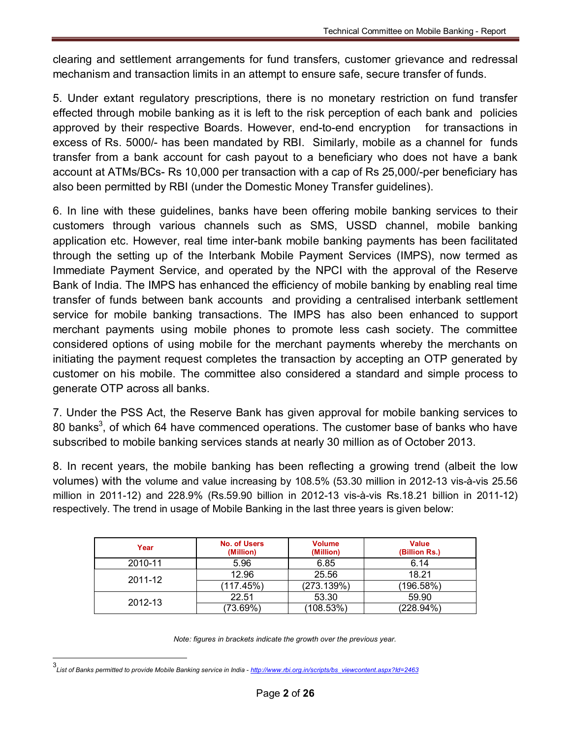clearing and settlement arrangements for fund transfers, customer grievance and redressal mechanism and transaction limits in an attempt to ensure safe, secure transfer of funds.

5. Under extant regulatory prescriptions, there is no monetary restriction on fund transfer effected through mobile banking as it is left to the risk perception of each bank and policies approved by their respective Boards. However, end-to-end encryption for transactions in excess of Rs. 5000/- has been mandated by RBI. Similarly, mobile as a channel for funds transfer from a bank account for cash payout to a beneficiary who does not have a bank account at ATMs/BCs- Rs 10,000 per transaction with a cap of Rs 25,000/-per beneficiary has also been permitted by RBI (under the Domestic Money Transfer guidelines).

6. In line with these guidelines, banks have been offering mobile banking services to their customers through various channels such as SMS, USSD channel, mobile banking application etc. However, real time inter-bank mobile banking payments has been facilitated through the setting up of the Interbank Mobile Payment Services (IMPS), now termed as Immediate Payment Service, and operated by the NPCI with the approval of the Reserve Bank of India. The IMPS has enhanced the efficiency of mobile banking by enabling real time transfer of funds between bank accounts and providing a centralised interbank settlement service for mobile banking transactions. The IMPS has also been enhanced to support merchant payments using mobile phones to promote less cash society. The committee considered options of using mobile for the merchant payments whereby the merchants on initiating the payment request completes the transaction by accepting an OTP generated by customer on his mobile. The committee also considered a standard and simple process to generate OTP across all banks.

7. Under the PSS Act, the Reserve Bank has given approval for mobile banking services to 80 banks[3], of which 64 have commenced operations. The customer base of banks who have subscribed to mobile banking services stands at nearly 30 million as of October 2013.

8. In recent years, the mobile banking has been reflecting a growing trend (albeit the low volumes) with the volume and value increasing by 108.5% (53.30 million in 2012-13 vis-à-vis 25.56 million in 2011-12) and 228.9% (Rs.59.90 billion in 2012-13 vis-à-vis Rs.18.21 billion in 2011-12) respectively. The trend in usage of Mobile Banking in the last three years is given below:

| Year | No. of Users (Million) | Volume (Million) | Value (Billion Rs.) |
|---|---|---|---|
| 2010-11 | 5.96 | 6.85 | 6.14 |
| 2011-12 | 12.96 | 25.56 | 18.21 |
| | (117.45%) | (273.139%) | (196.58%) |
| 2012-13 | 22.51 | 53.30 | 59.90 |
| | (73.69%) | (108.53%) | (228.94%) |

*Note: figures in brackets indicate the growth over the previous year.*

[3] *List of Banks permitted to provide Mobile Banking service in India - http://www.rbi.org.in/scripts/bs_viewcontent.aspx?Id=2463*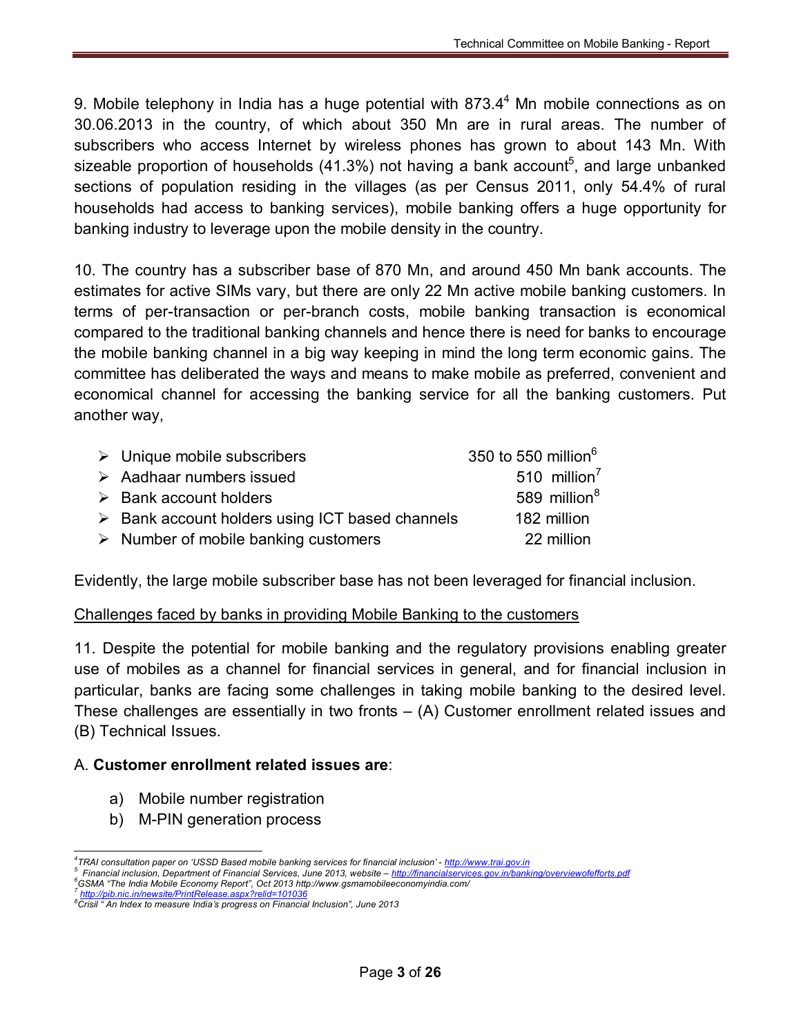9. Mobile telephony in India has a huge potential with 873.4[4] Mn mobile connections as on 30.06.2013 in the country, of which about 350 Mn are in rural areas. The number of subscribers who access Internet by wireless phones has grown to about 143 Mn. With sizeable proportion of households (41.3%) not having a bank account[5], and large unbanked sections of population residing in the villages (as per Census 2011, only 54.4% of rural households had access to banking services), mobile banking offers a huge opportunity for banking industry to leverage upon the mobile density in the country.

10. The country has a subscriber base of 870 Mn, and around 450 Mn bank accounts. The estimates for active SIMs vary, but there are only 22 Mn active mobile banking customers. In terms of per-transaction or per-branch costs, mobile banking transaction is economical compared to the traditional banking channels and hence there is need for banks to encourage the mobile banking channel in a big way keeping in mind the long term economic gains. The committee has deliberated the ways and means to make mobile as preferred, convenient and economical channel for accessing the banking service for all the banking customers. Put another way,

- Unique mobile subscribers 350 to 550 million[6]
- Aadhaar numbers issued 510 million[7]
- Bank account holders 589 million[8]
- Bank account holders using ICT based channels 182 million
- Number of mobile banking customers 22 million

Evidently, the large mobile subscriber base has not been leveraged for financial inclusion.

Challenges faced by banks in providing Mobile Banking to the customers

11. Despite the potential for mobile banking and the regulatory provisions enabling greater use of mobiles as a channel for financial services in general, and for financial inclusion in particular, banks are facing some challenges in taking mobile banking to the desired level. These challenges are essentially in two fronts – (A) Customer enrollment related issues and (B) Technical Issues.

A. **Customer enrollment related issues are**:

a) Mobile number registration
b) M-PIN generation process

---

[4] *TRAI consultation paper on 'USSD Based mobile banking services for financial inclusion' - http://www.trai.gov.in*
[5] *Financial inclusion, Department of Financial Services, June 2013, website – http://financialservices.gov.in/banking/overviewofefforts.pdf*
[6] *GSMA "The India Mobile Economy Report", Oct 2013 http://www.gsmamobileeconomyindia.com/*
[7] *http://pib.nic.in/newsite/PrintRelease.aspx?relid=101036*
[8] *Crisil " An Index to measure India's progress on Financial Inclusion", June 2013*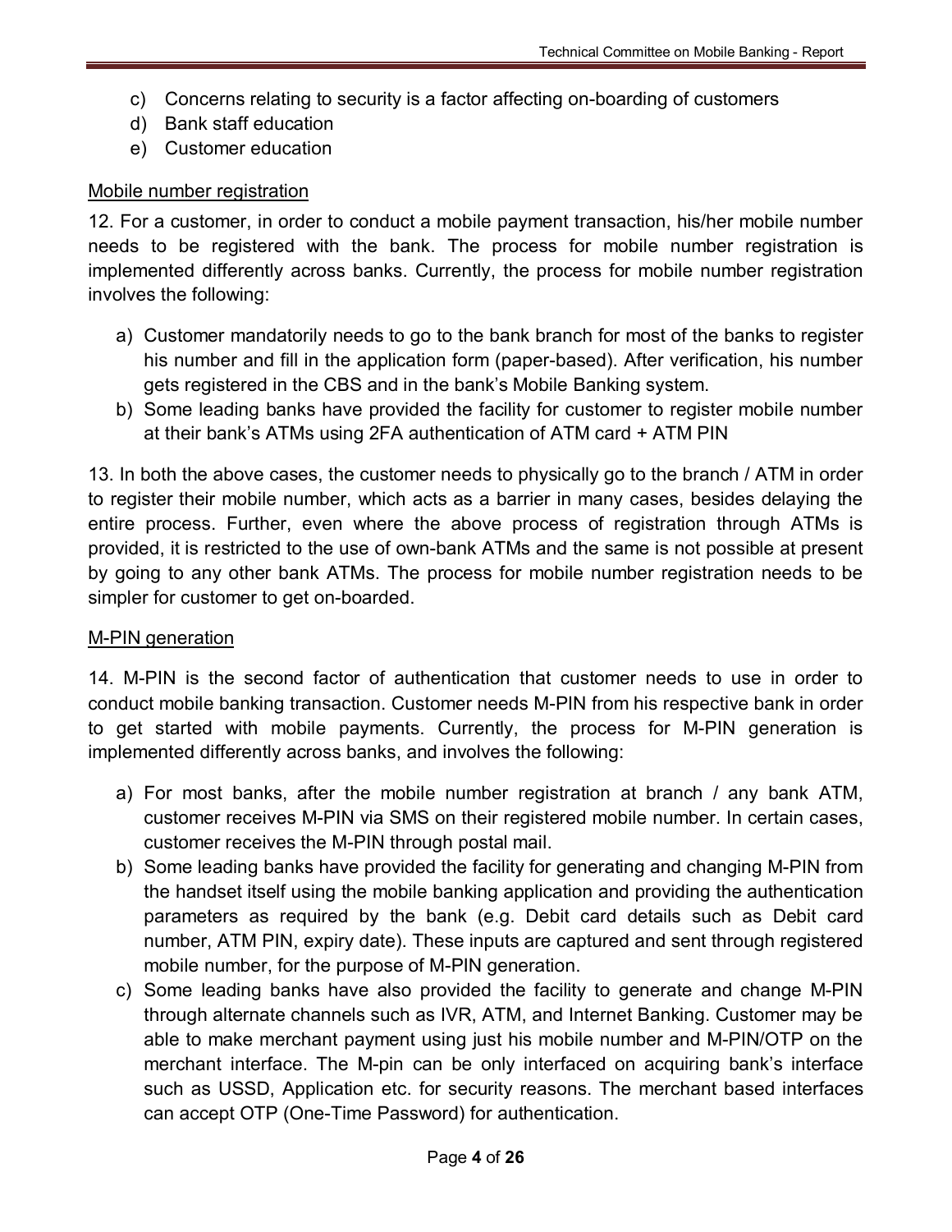c) Concerns relating to security is a factor affecting on-boarding of customers
d) Bank staff education
e) Customer education

Mobile number registration

12. For a customer, in order to conduct a mobile payment transaction, his/her mobile number needs to be registered with the bank. The process for mobile number registration is implemented differently across banks. Currently, the process for mobile number registration involves the following:

a) Customer mandatorily needs to go to the bank branch for most of the banks to register his number and fill in the application form (paper-based). After verification, his number gets registered in the CBS and in the bank's Mobile Banking system.
b) Some leading banks have provided the facility for customer to register mobile number at their bank's ATMs using 2FA authentication of ATM card + ATM PIN

13. In both the above cases, the customer needs to physically go to the branch / ATM in order to register their mobile number, which acts as a barrier in many cases, besides delaying the entire process. Further, even where the above process of registration through ATMs is provided, it is restricted to the use of own-bank ATMs and the same is not possible at present by going to any other bank ATMs. The process for mobile number registration needs to be simpler for customer to get on-boarded.

M-PIN generation

14. M-PIN is the second factor of authentication that customer needs to use in order to conduct mobile banking transaction. Customer needs M-PIN from his respective bank in order to get started with mobile payments. Currently, the process for M-PIN generation is implemented differently across banks, and involves the following:

a) For most banks, after the mobile number registration at branch / any bank ATM, customer receives M-PIN via SMS on their registered mobile number. In certain cases, customer receives the M-PIN through postal mail.
b) Some leading banks have provided the facility for generating and changing M-PIN from the handset itself using the mobile banking application and providing the authentication parameters as required by the bank (e.g. Debit card details such as Debit card number, ATM PIN, expiry date). These inputs are captured and sent through registered mobile number, for the purpose of M-PIN generation.
c) Some leading banks have also provided the facility to generate and change M-PIN through alternate channels such as IVR, ATM, and Internet Banking. Customer may be able to make merchant payment using just his mobile number and M-PIN/OTP on the merchant interface. The M-pin can be only interfaced on acquiring bank's interface such as USSD, Application etc. for security reasons. The merchant based interfaces can accept OTP (One-Time Password) for authentication.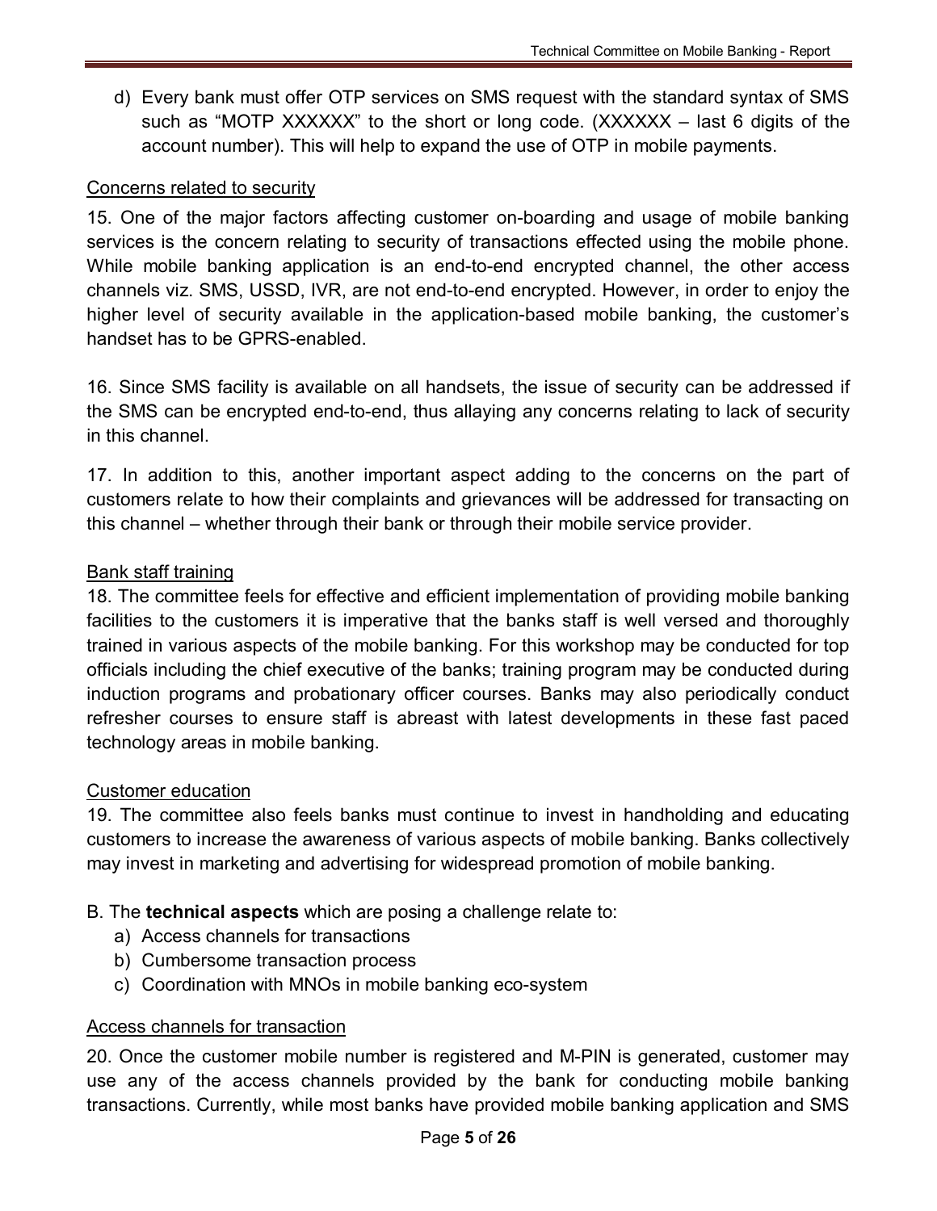d) Every bank must offer OTP services on SMS request with the standard syntax of SMS such as “MOTP XXXXXX” to the short or long code. (XXXXXX – last 6 digits of the account number). This will help to expand the use of OTP in mobile payments.

<u>Concerns related to security</u>

15. One of the major factors affecting customer on-boarding and usage of mobile banking services is the concern relating to security of transactions effected using the mobile phone. While mobile banking application is an end-to-end encrypted channel, the other access channels viz. SMS, USSD, IVR, are not end-to-end encrypted. However, in order to enjoy the higher level of security available in the application-based mobile banking, the customer’s handset has to be GPRS-enabled.

16. Since SMS facility is available on all handsets, the issue of security can be addressed if the SMS can be encrypted end-to-end, thus allaying any concerns relating to lack of security in this channel.

17. In addition to this, another important aspect adding to the concerns on the part of customers relate to how their complaints and grievances will be addressed for transacting on this channel – whether through their bank or through their mobile service provider.

<u>Bank staff training</u>

18. The committee feels for effective and efficient implementation of providing mobile banking facilities to the customers it is imperative that the banks staff is well versed and thoroughly trained in various aspects of the mobile banking. For this workshop may be conducted for top officials including the chief executive of the banks; training program may be conducted during induction programs and probationary officer courses. Banks may also periodically conduct refresher courses to ensure staff is abreast with latest developments in these fast paced technology areas in mobile banking.

<u>Customer education</u>

19. The committee also feels banks must continue to invest in handholding and educating customers to increase the awareness of various aspects of mobile banking. Banks collectively may invest in marketing and advertising for widespread promotion of mobile banking.

B. The **technical aspects** which are posing a challenge relate to:

a) Access channels for transactions
b) Cumbersome transaction process
c) Coordination with MNOs in mobile banking eco-system

<u>Access channels for transaction</u>

20. Once the customer mobile number is registered and M-PIN is generated, customer may use any of the access channels provided by the bank for conducting mobile banking transactions. Currently, while most banks have provided mobile banking application and SMS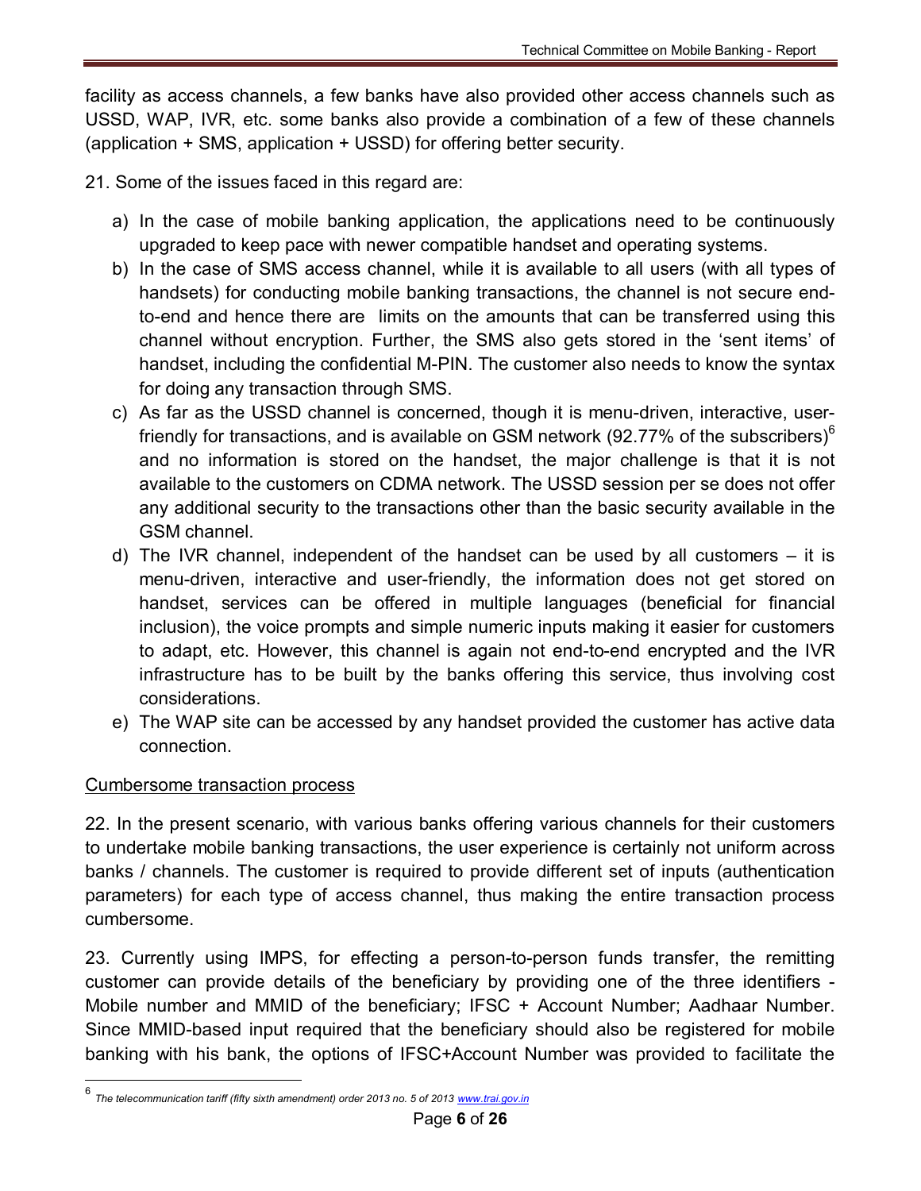facility as access channels, a few banks have also provided other access channels such as USSD, WAP, IVR, etc. some banks also provide a combination of a few of these channels (application + SMS, application + USSD) for offering better security.

21. Some of the issues faced in this regard are:

a) In the case of mobile banking application, the applications need to be continuously upgraded to keep pace with newer compatible handset and operating systems.
b) In the case of SMS access channel, while it is available to all users (with all types of handsets) for conducting mobile banking transactions, the channel is not secure end-to-end and hence there are limits on the amounts that can be transferred using this channel without encryption. Further, the SMS also gets stored in the 'sent items' of handset, including the confidential M-PIN. The customer also needs to know the syntax for doing any transaction through SMS.
c) As far as the USSD channel is concerned, though it is menu-driven, interactive, user-friendly for transactions, and is available on GSM network (92.77% of the subscribers)[6] and no information is stored on the handset, the major challenge is that it is not available to the customers on CDMA network. The USSD session per se does not offer any additional security to the transactions other than the basic security available in the GSM channel.
d) The IVR channel, independent of the handset can be used by all customers – it is menu-driven, interactive and user-friendly, the information does not get stored on handset, services can be offered in multiple languages (beneficial for financial inclusion), the voice prompts and simple numeric inputs making it easier for customers to adapt, etc. However, this channel is again not end-to-end encrypted and the IVR infrastructure has to be built by the banks offering this service, thus involving cost considerations.
e) The WAP site can be accessed by any handset provided the customer has active data connection.

<u>Cumbersome transaction process</u>

22. In the present scenario, with various banks offering various channels for their customers to undertake mobile banking transactions, the user experience is certainly not uniform across banks / channels. The customer is required to provide different set of inputs (authentication parameters) for each type of access channel, thus making the entire transaction process cumbersome.

23. Currently using IMPS, for effecting a person-to-person funds transfer, the remitting customer can provide details of the beneficiary by providing one of the three identifiers - Mobile number and MMID of the beneficiary; IFSC + Account Number; Aadhaar Number. Since MMID-based input required that the beneficiary should also be registered for mobile banking with his bank, the options of IFSC+Account Number was provided to facilitate the

---

[6] *The telecommunication tariff (fifty sixth amendment) order 2013 no. 5 of 2013 www.trai.gov.in*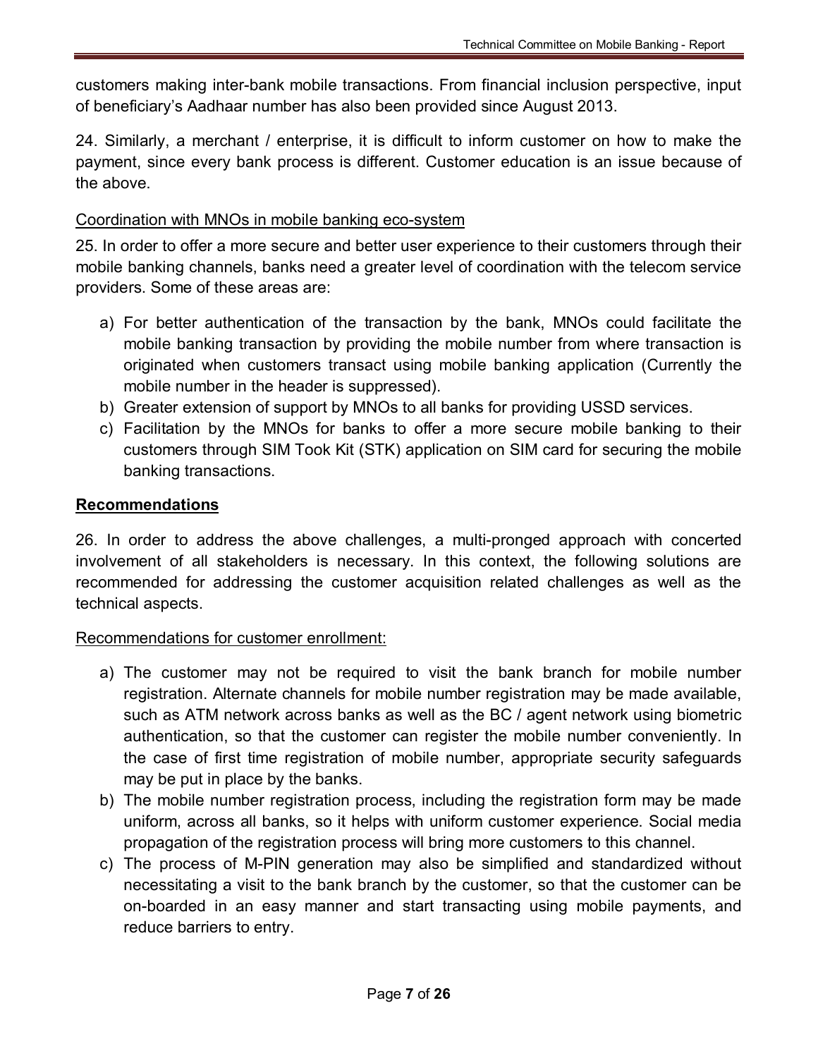customers making inter-bank mobile transactions. From financial inclusion perspective, input of beneficiary's Aadhaar number has also been provided since August 2013.

24. Similarly, a merchant / enterprise, it is difficult to inform customer on how to make the payment, since every bank process is different. Customer education is an issue because of the above.

Coordination with MNOs in mobile banking eco-system

25. In order to offer a more secure and better user experience to their customers through their mobile banking channels, banks need a greater level of coordination with the telecom service providers. Some of these areas are:

a) For better authentication of the transaction by the bank, MNOs could facilitate the mobile banking transaction by providing the mobile number from where transaction is originated when customers transact using mobile banking application (Currently the mobile number in the header is suppressed).
b) Greater extension of support by MNOs to all banks for providing USSD services.
c) Facilitation by the MNOs for banks to offer a more secure mobile banking to their customers through SIM Took Kit (STK) application on SIM card for securing the mobile banking transactions.

**Recommendations**

26. In order to address the above challenges, a multi-pronged approach with concerted involvement of all stakeholders is necessary. In this context, the following solutions are recommended for addressing the customer acquisition related challenges as well as the technical aspects.

Recommendations for customer enrollment:

a) The customer may not be required to visit the bank branch for mobile number registration. Alternate channels for mobile number registration may be made available, such as ATM network across banks as well as the BC / agent network using biometric authentication, so that the customer can register the mobile number conveniently. In the case of first time registration of mobile number, appropriate security safeguards may be put in place by the banks.
b) The mobile number registration process, including the registration form may be made uniform, across all banks, so it helps with uniform customer experience. Social media propagation of the registration process will bring more customers to this channel.
c) The process of M-PIN generation may also be simplified and standardized without necessitating a visit to the bank branch by the customer, so that the customer can be on-boarded in an easy manner and start transacting using mobile payments, and reduce barriers to entry.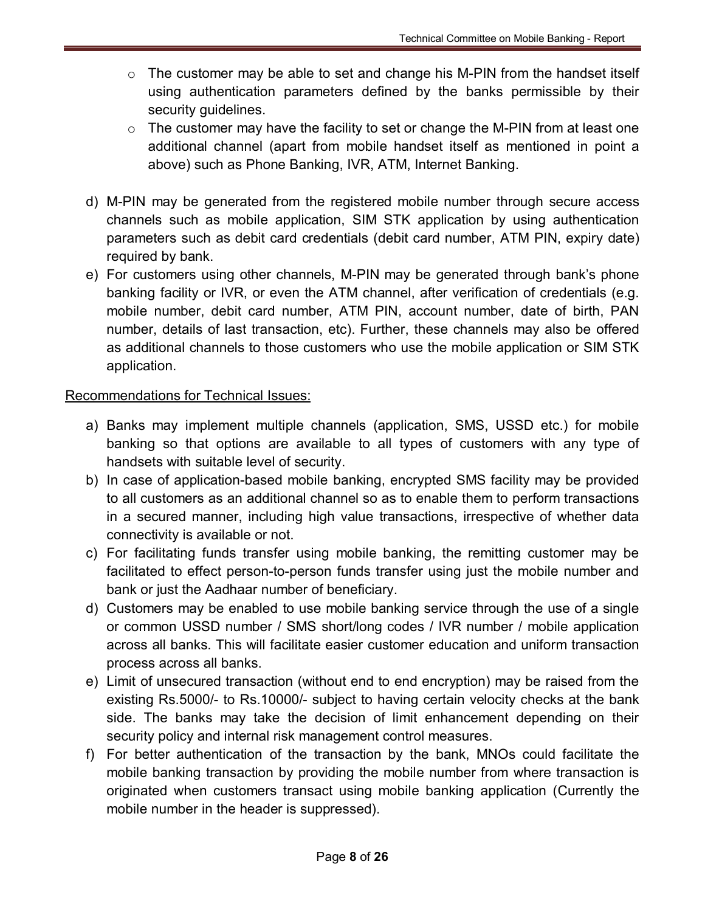- The customer may be able to set and change his M-PIN from the handset itself using authentication parameters defined by the banks permissible by their security guidelines.
- The customer may have the facility to set or change the M-PIN from at least one additional channel (apart from mobile handset itself as mentioned in point a above) such as Phone Banking, IVR, ATM, Internet Banking.

d) M-PIN may be generated from the registered mobile number through secure access channels such as mobile application, SIM STK application by using authentication parameters such as debit card credentials (debit card number, ATM PIN, expiry date) required by bank.

e) For customers using other channels, M-PIN may be generated through bank's phone banking facility or IVR, or even the ATM channel, after verification of credentials (e.g. mobile number, debit card number, ATM PIN, account number, date of birth, PAN number, details of last transaction, etc). Further, these channels may also be offered as additional channels to those customers who use the mobile application or SIM STK application.

<u>Recommendations for Technical Issues:</u>

a) Banks may implement multiple channels (application, SMS, USSD etc.) for mobile banking so that options are available to all types of customers with any type of handsets with suitable level of security.

b) In case of application-based mobile banking, encrypted SMS facility may be provided to all customers as an additional channel so as to enable them to perform transactions in a secured manner, including high value transactions, irrespective of whether data connectivity is available or not.

c) For facilitating funds transfer using mobile banking, the remitting customer may be facilitated to effect person-to-person funds transfer using just the mobile number and bank or just the Aadhaar number of beneficiary.

d) Customers may be enabled to use mobile banking service through the use of a single or common USSD number / SMS short/long codes / IVR number / mobile application across all banks. This will facilitate easier customer education and uniform transaction process across all banks.

e) Limit of unsecured transaction (without end to end encryption) may be raised from the existing Rs.5000/- to Rs.10000/- subject to having certain velocity checks at the bank side. The banks may take the decision of limit enhancement depending on their security policy and internal risk management control measures.

f) For better authentication of the transaction by the bank, MNOs could facilitate the mobile banking transaction by providing the mobile number from where transaction is originated when customers transact using mobile banking application (Currently the mobile number in the header is suppressed).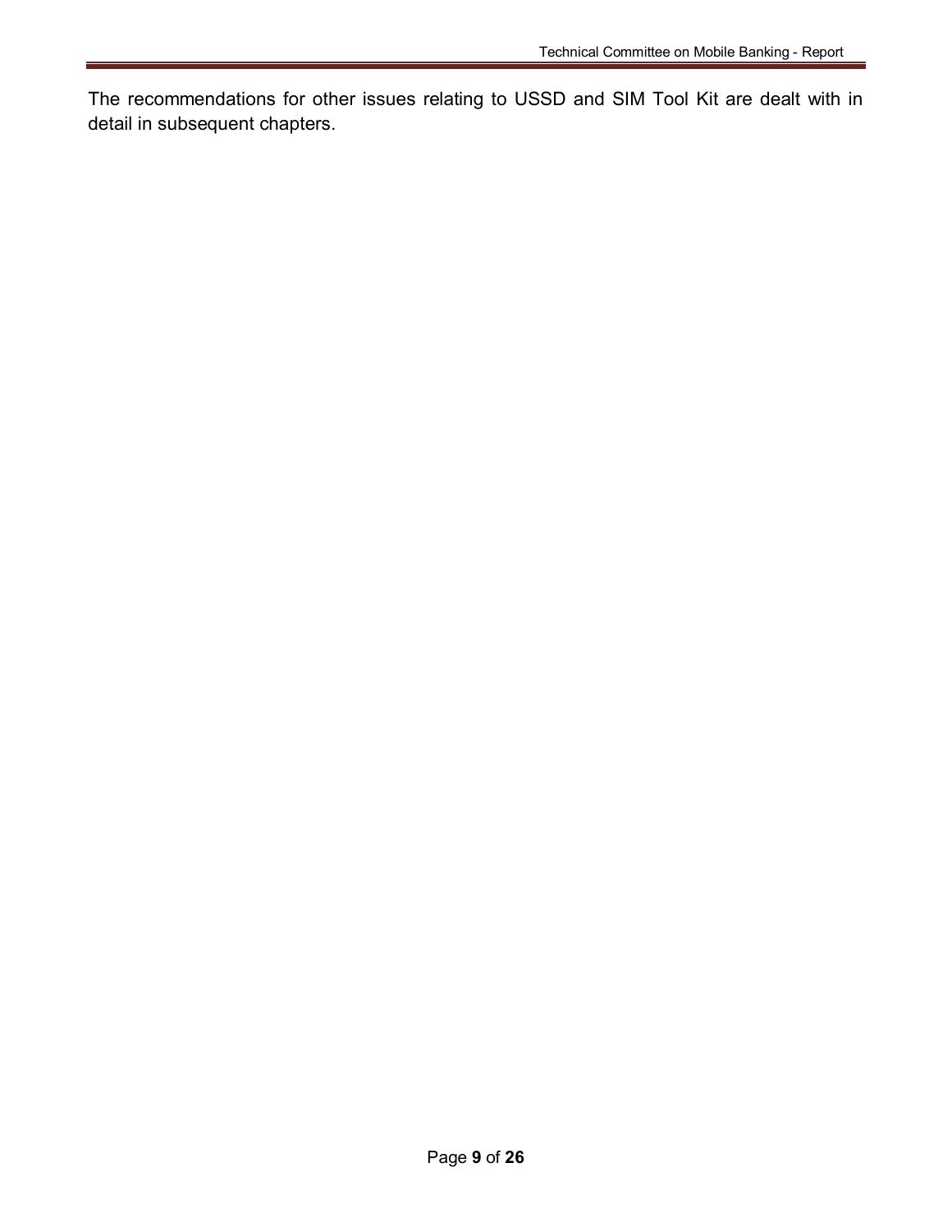The recommendations for other issues relating to USSD and SIM Tool Kit are dealt with in detail in subsequent chapters.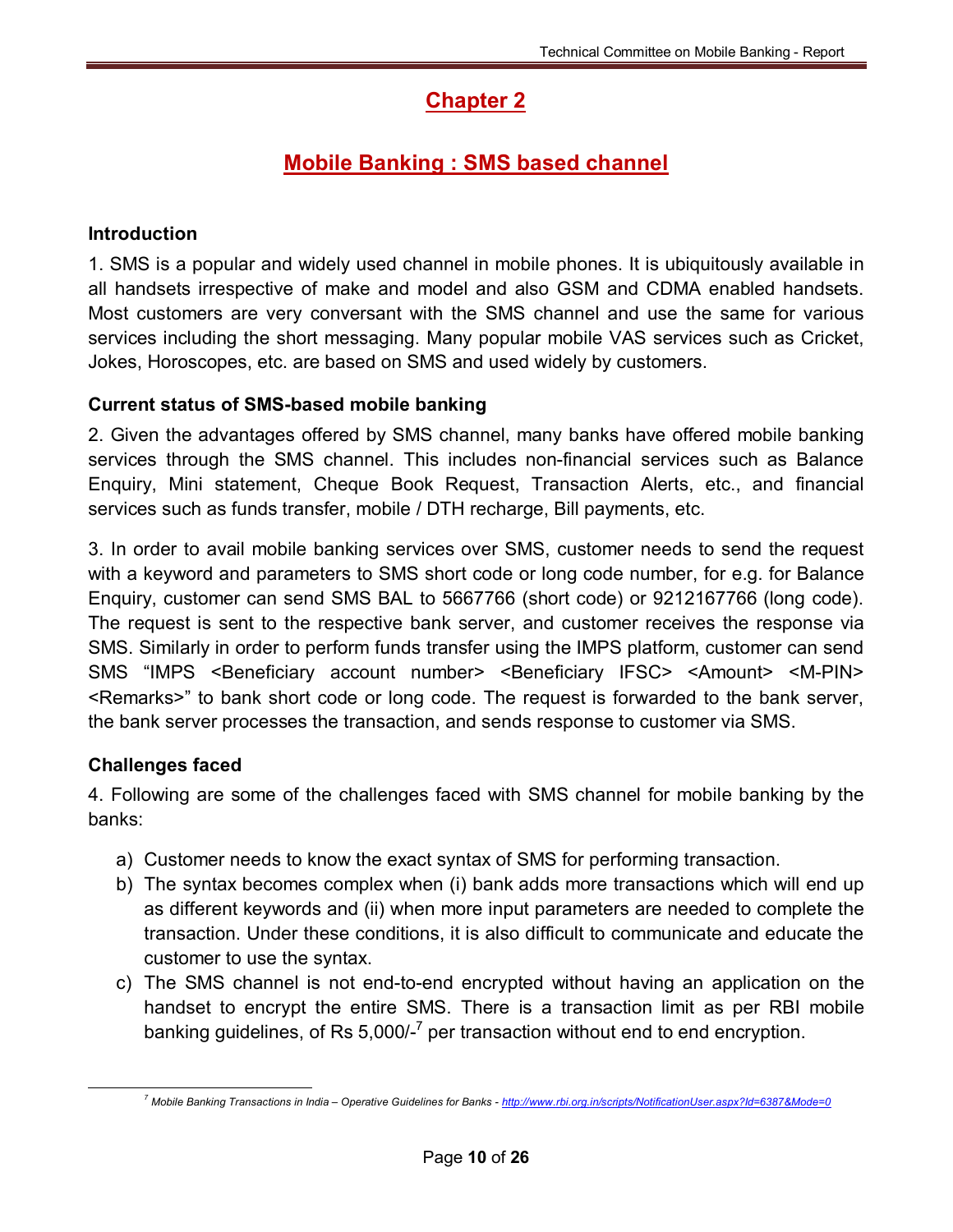# Chapter 2

## Mobile Banking : SMS based channel

### Introduction

1. SMS is a popular and widely used channel in mobile phones. It is ubiquitously available in all handsets irrespective of make and model and also GSM and CDMA enabled handsets. Most customers are very conversant with the SMS channel and use the same for various services including the short messaging. Many popular mobile VAS services such as Cricket, Jokes, Horoscopes, etc. are based on SMS and used widely by customers.

### Current status of SMS-based mobile banking

2. Given the advantages offered by SMS channel, many banks have offered mobile banking services through the SMS channel. This includes non-financial services such as Balance Enquiry, Mini statement, Cheque Book Request, Transaction Alerts, etc., and financial services such as funds transfer, mobile / DTH recharge, Bill payments, etc.

3. In order to avail mobile banking services over SMS, customer needs to send the request with a keyword and parameters to SMS short code or long code number, for e.g. for Balance Enquiry, customer can send SMS BAL to 5667766 (short code) or 9212167766 (long code). The request is sent to the respective bank server, and customer receives the response via SMS. Similarly in order to perform funds transfer using the IMPS platform, customer can send SMS "IMPS <Beneficiary account number> <Beneficiary IFSC> <Amount> <M-PIN> <Remarks>" to bank short code or long code. The request is forwarded to the bank server, the bank server processes the transaction, and sends response to customer via SMS.

### Challenges faced

4. Following are some of the challenges faced with SMS channel for mobile banking by the banks:

a) Customer needs to know the exact syntax of SMS for performing transaction.
b) The syntax becomes complex when (i) bank adds more transactions which will end up as different keywords and (ii) when more input parameters are needed to complete the transaction. Under these conditions, it is also difficult to communicate and educate the customer to use the syntax.
c) The SMS channel is not end-to-end encrypted without having an application on the handset to encrypt the entire SMS. There is a transaction limit as per RBI mobile banking guidelines, of Rs 5,000/-[7] per transaction without end to end encryption.

---

[7] *Mobile Banking Transactions in India – Operative Guidelines for Banks - http://www.rbi.org.in/scripts/NotificationUser.aspx?Id=6387&Mode=0*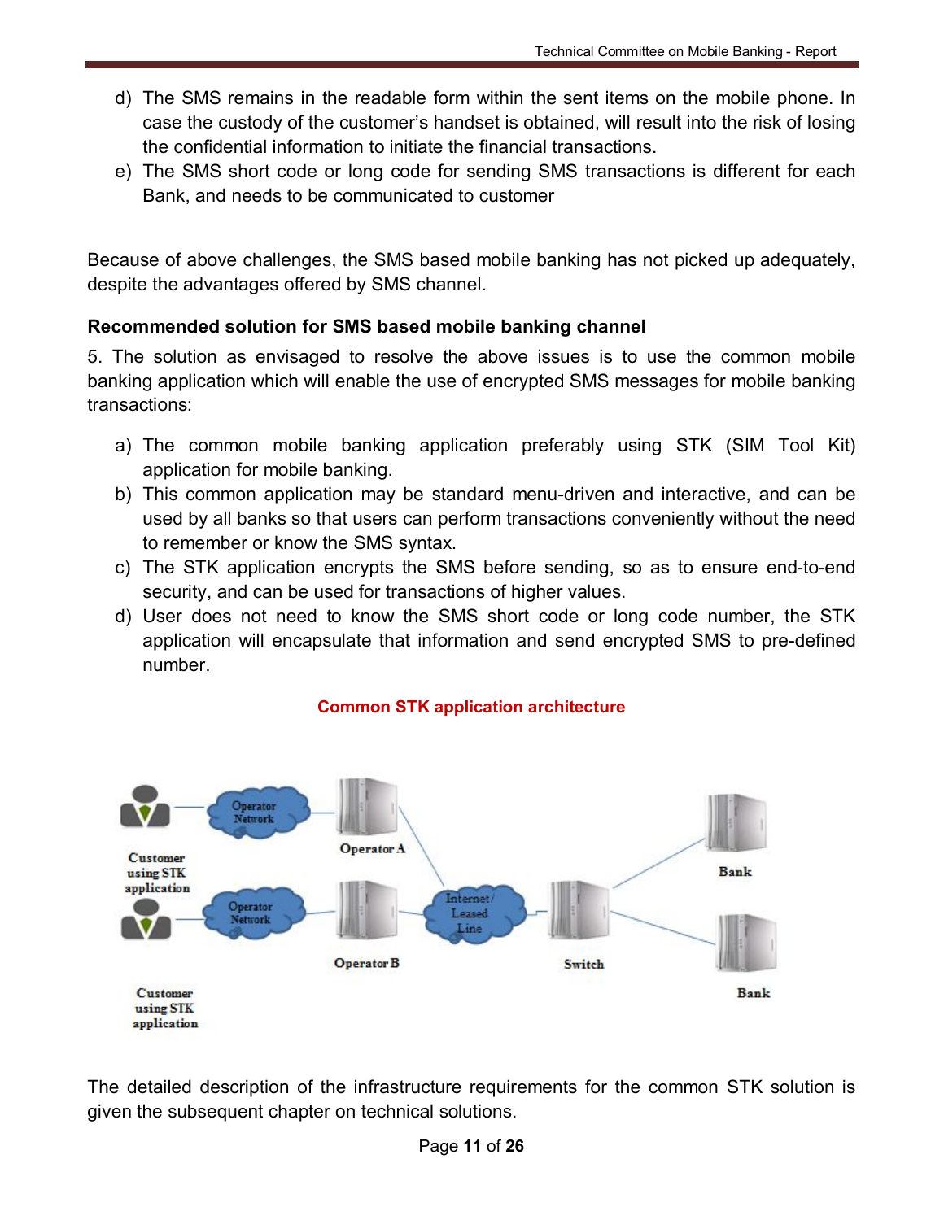d) The SMS remains in the readable form within the sent items on the mobile phone. In case the custody of the customer's handset is obtained, will result into the risk of losing the confidential information to initiate the financial transactions.
e) The SMS short code or long code for sending SMS transactions is different for each Bank, and needs to be communicated to customer

Because of above challenges, the SMS based mobile banking has not picked up adequately, despite the advantages offered by SMS channel.

**Recommended solution for SMS based mobile banking channel**

5. The solution as envisaged to resolve the above issues is to use the common mobile banking application which will enable the use of encrypted SMS messages for mobile banking transactions:

a) The common mobile banking application preferably using STK (SIM Tool Kit) application for mobile banking.
b) This common application may be standard menu-driven and interactive, and can be used by all banks so that users can perform transactions conveniently without the need to remember or know the SMS syntax.
c) The STK application encrypts the SMS before sending, so as to ensure end-to-end security, and can be used for transactions of higher values.
d) User does not need to know the SMS short code or long code number, the STK application will encapsulate that information and send encrypted SMS to pre-defined number.

**Common STK application architecture**

Customer using STK application — Operator Network — Operator A
Customer using STK application — Operator Network — Operator B
Internet/ Leased Line — Switch — Bank, Bank

The detailed description of the infrastructure requirements for the common STK solution is given the subsequent chapter on technical solutions.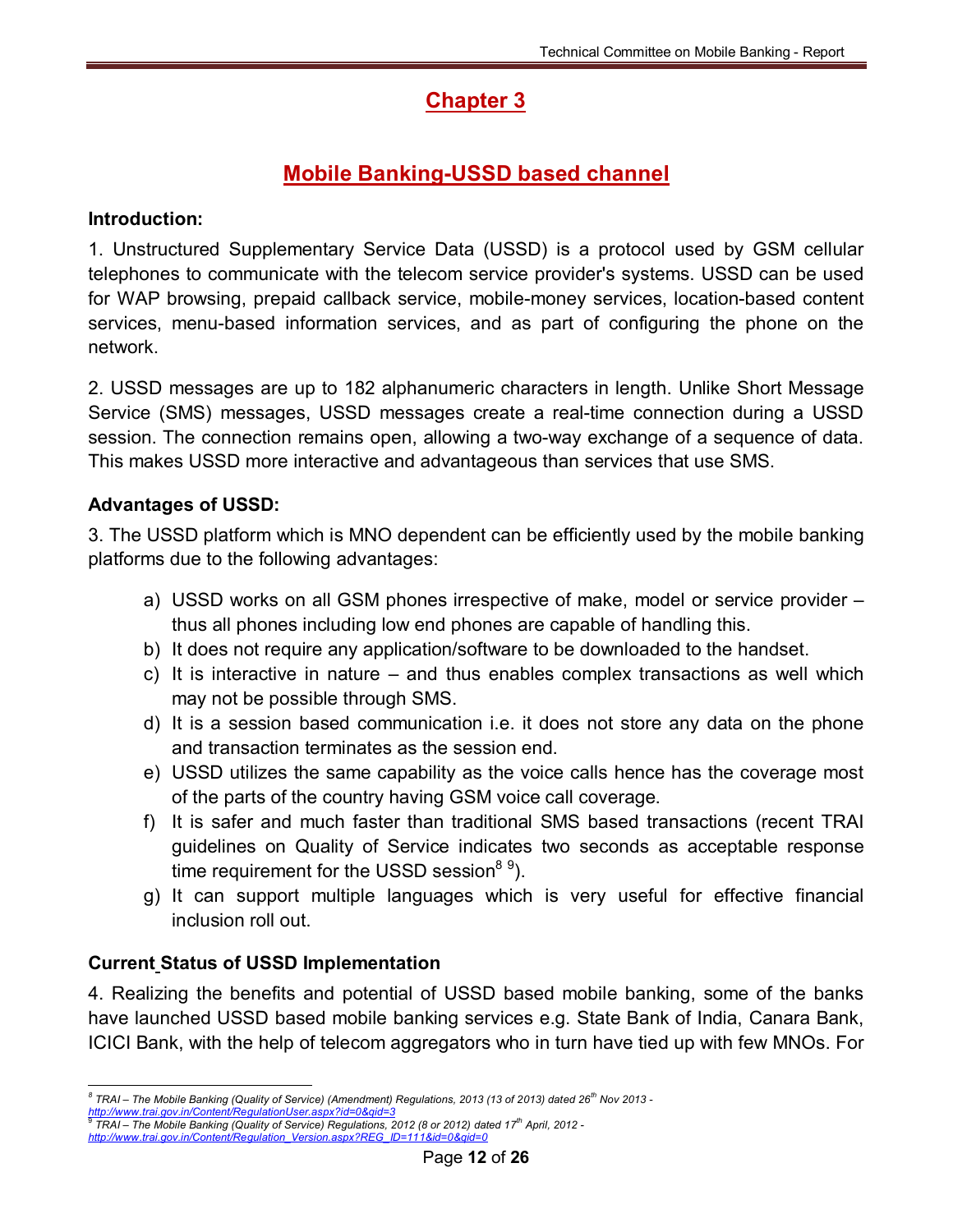# Chapter 3

## Mobile Banking-USSD based channel

### Introduction:

1. Unstructured Supplementary Service Data (USSD) is a protocol used by GSM cellular telephones to communicate with the telecom service provider's systems. USSD can be used for WAP browsing, prepaid callback service, mobile-money services, location-based content services, menu-based information services, and as part of configuring the phone on the network.

2. USSD messages are up to 182 alphanumeric characters in length. Unlike Short Message Service (SMS) messages, USSD messages create a real-time connection during a USSD session. The connection remains open, allowing a two-way exchange of a sequence of data. This makes USSD more interactive and advantageous than services that use SMS.

### Advantages of USSD:

3. The USSD platform which is MNO dependent can be efficiently used by the mobile banking platforms due to the following advantages:

a) USSD works on all GSM phones irrespective of make, model or service provider – thus all phones including low end phones are capable of handling this.
b) It does not require any application/software to be downloaded to the handset.
c) It is interactive in nature – and thus enables complex transactions as well which may not be possible through SMS.
d) It is a session based communication i.e. it does not store any data on the phone and transaction terminates as the session end.
e) USSD utilizes the same capability as the voice calls hence has the coverage most of the parts of the country having GSM voice call coverage.
f) It is safer and much faster than traditional SMS based transactions (recent TRAI guidelines on Quality of Service indicates two seconds as acceptable response time requirement for the USSD session[8 9]).
g) It can support multiple languages which is very useful for effective financial inclusion roll out.

### Current Status of USSD Implementation

4. Realizing the benefits and potential of USSD based mobile banking, some of the banks have launched USSD based mobile banking services e.g. State Bank of India, Canara Bank, ICICI Bank, with the help of telecom aggregators who in turn have tied up with few MNOs. For

---

[8] *TRAI – The Mobile Banking (Quality of Service) (Amendment) Regulations, 2013 (13 of 2013) dated 26th Nov 2013 - http://www.trai.gov.in/Content/RegulationUser.aspx?id=0&qid=3*

[9] *TRAI – The Mobile Banking (Quality of Service) Regulations, 2012 (8 or 2012) dated 17th April, 2012 - http://www.trai.gov.in/Content/Regulation_Version.aspx?REG_ID=111&id=0&qid=0*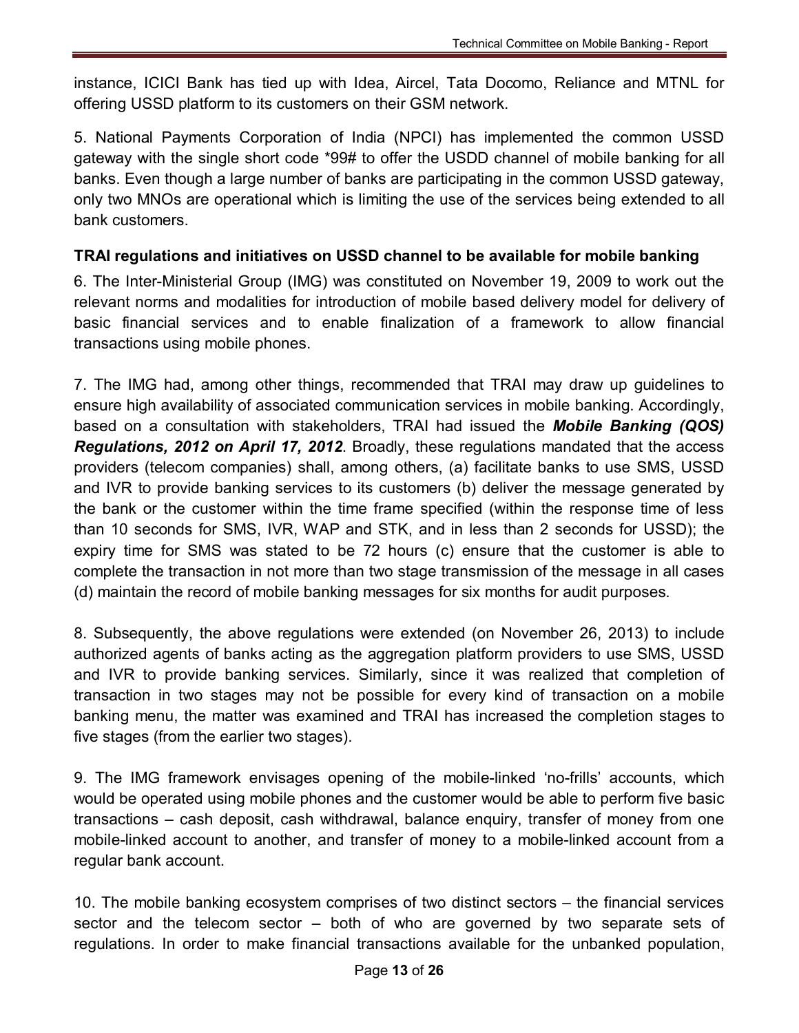instance, ICICI Bank has tied up with Idea, Aircel, Tata Docomo, Reliance and MTNL for offering USSD platform to its customers on their GSM network.

5. National Payments Corporation of India (NPCI) has implemented the common USSD gateway with the single short code *99# to offer the USDD channel of mobile banking for all banks. Even though a large number of banks are participating in the common USSD gateway, only two MNOs are operational which is limiting the use of the services being extended to all bank customers.

**TRAI regulations and initiatives on USSD channel to be available for mobile banking**

6. The Inter-Ministerial Group (IMG) was constituted on November 19, 2009 to work out the relevant norms and modalities for introduction of mobile based delivery model for delivery of basic financial services and to enable finalization of a framework to allow financial transactions using mobile phones.

7. The IMG had, among other things, recommended that TRAI may draw up guidelines to ensure high availability of associated communication services in mobile banking. Accordingly, based on a consultation with stakeholders, TRAI had issued the ***Mobile Banking (QOS) Regulations, 2012 on April 17, 2012***. Broadly, these regulations mandated that the access providers (telecom companies) shall, among others, (a) facilitate banks to use SMS, USSD and IVR to provide banking services to its customers (b) deliver the message generated by the bank or the customer within the time frame specified (within the response time of less than 10 seconds for SMS, IVR, WAP and STK, and in less than 2 seconds for USSD); the expiry time for SMS was stated to be 72 hours (c) ensure that the customer is able to complete the transaction in not more than two stage transmission of the message in all cases (d) maintain the record of mobile banking messages for six months for audit purposes.

8. Subsequently, the above regulations were extended (on November 26, 2013) to include authorized agents of banks acting as the aggregation platform providers to use SMS, USSD and IVR to provide banking services. Similarly, since it was realized that completion of transaction in two stages may not be possible for every kind of transaction on a mobile banking menu, the matter was examined and TRAI has increased the completion stages to five stages (from the earlier two stages).

9. The IMG framework envisages opening of the mobile-linked 'no-frills' accounts, which would be operated using mobile phones and the customer would be able to perform five basic transactions – cash deposit, cash withdrawal, balance enquiry, transfer of money from one mobile-linked account to another, and transfer of money to a mobile-linked account from a regular bank account.

10. The mobile banking ecosystem comprises of two distinct sectors – the financial services sector and the telecom sector – both of who are governed by two separate sets of regulations. In order to make financial transactions available for the unbanked population,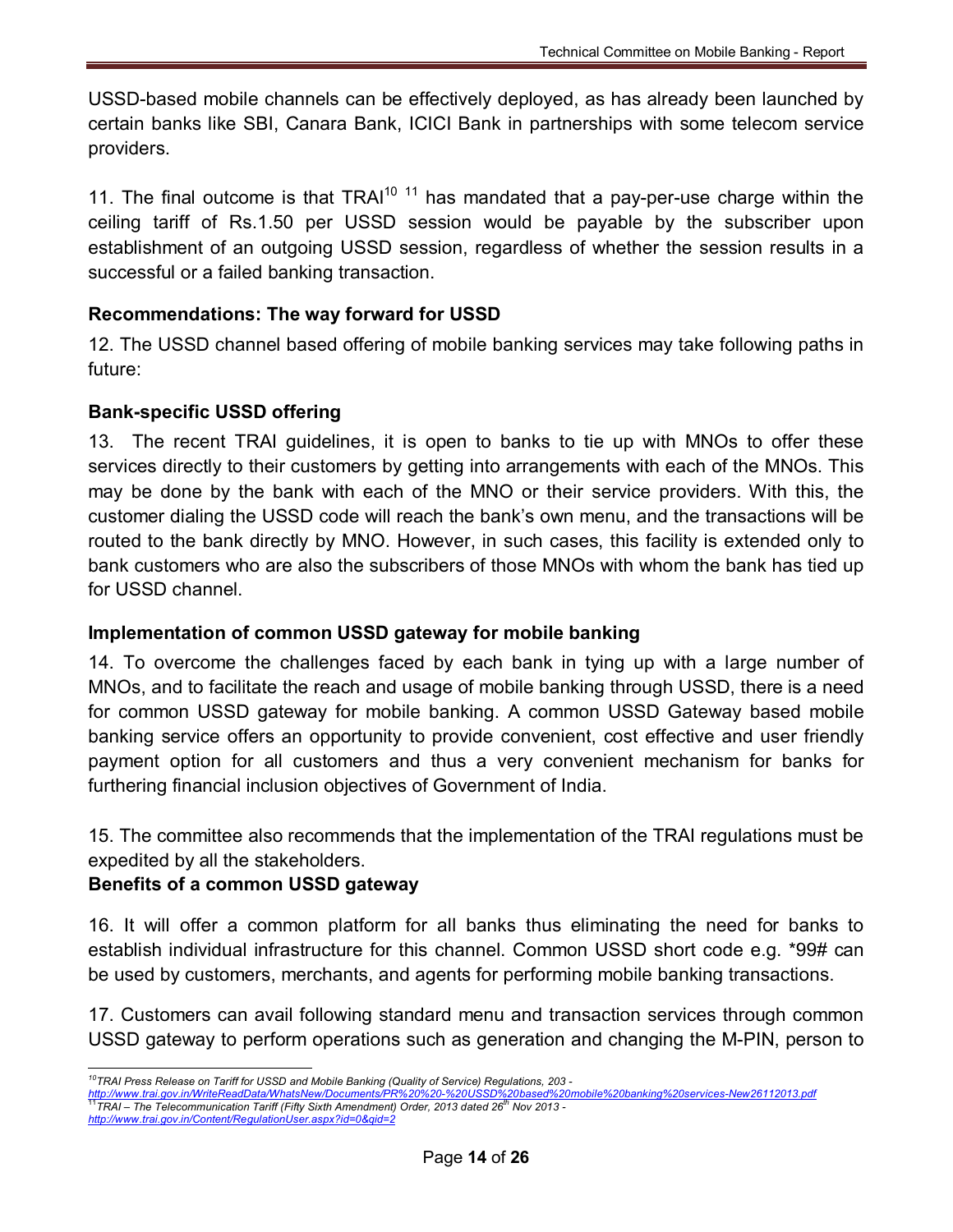USSD-based mobile channels can be effectively deployed, as has already been launched by certain banks like SBI, Canara Bank, ICICI Bank in partnerships with some telecom service providers.

11. The final outcome is that TRAI[10] [11] has mandated that a pay-per-use charge within the ceiling tariff of Rs.1.50 per USSD session would be payable by the subscriber upon establishment of an outgoing USSD session, regardless of whether the session results in a successful or a failed banking transaction.

### Recommendations: The way forward for USSD

12. The USSD channel based offering of mobile banking services may take following paths in future:

### Bank-specific USSD offering

13. The recent TRAI guidelines, it is open to banks to tie up with MNOs to offer these services directly to their customers by getting into arrangements with each of the MNOs. This may be done by the bank with each of the MNO or their service providers. With this, the customer dialing the USSD code will reach the bank's own menu, and the transactions will be routed to the bank directly by MNO. However, in such cases, this facility is extended only to bank customers who are also the subscribers of those MNOs with whom the bank has tied up for USSD channel.

### Implementation of common USSD gateway for mobile banking

14. To overcome the challenges faced by each bank in tying up with a large number of MNOs, and to facilitate the reach and usage of mobile banking through USSD, there is a need for common USSD gateway for mobile banking. A common USSD Gateway based mobile banking service offers an opportunity to provide convenient, cost effective and user friendly payment option for all customers and thus a very convenient mechanism for banks for furthering financial inclusion objectives of Government of India.

15. The committee also recommends that the implementation of the TRAI regulations must be expedited by all the stakeholders.

### Benefits of a common USSD gateway

16. It will offer a common platform for all banks thus eliminating the need for banks to establish individual infrastructure for this channel. Common USSD short code e.g. *99# can be used by customers, merchants, and agents for performing mobile banking transactions.

17. Customers can avail following standard menu and transaction services through common USSD gateway to perform operations such as generation and changing the M-PIN, person to

---

[10] *TRAI Press Release on Tariff for USSD and Mobile Banking (Quality of Service) Regulations, 203 -* http://www.trai.gov.in/WriteReadData/WhatsNew/Documents/PR%20%20-%20USSD%20based%20mobile%20banking%20services-New26112013.pdf

[11] *TRAI – The Telecommunication Tariff (Fifty Sixth Amendment) Order, 2013 dated 26th Nov 2013 -* http://www.trai.gov.in/Content/RegulationUser.aspx?id=0&qid=2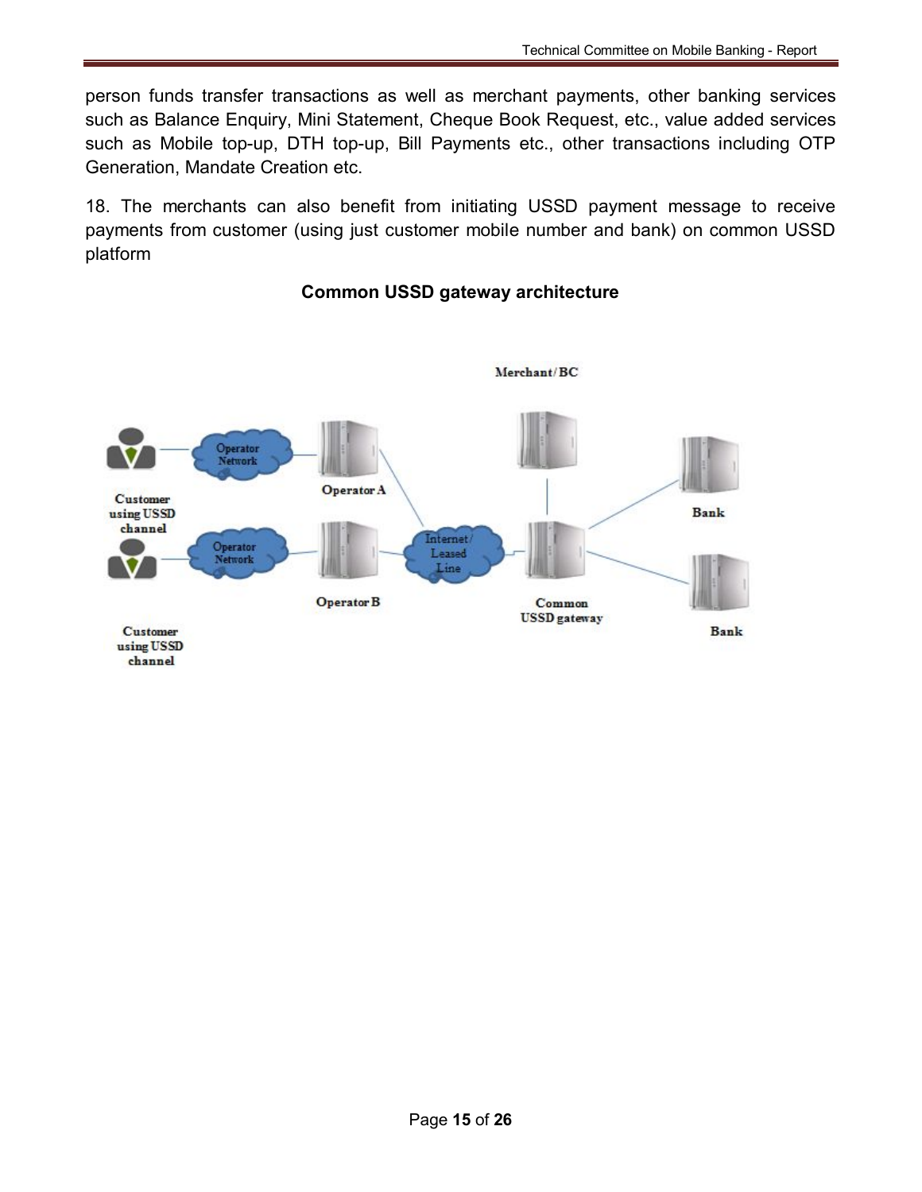person funds transfer transactions as well as merchant payments, other banking services such as Balance Enquiry, Mini Statement, Cheque Book Request, etc., value added services such as Mobile top-up, DTH top-up, Bill Payments etc., other transactions including OTP Generation, Mandate Creation etc.

18. The merchants can also benefit from initiating USSD payment message to receive payments from customer (using just customer mobile number and bank) on common USSD platform

**Common USSD gateway architecture**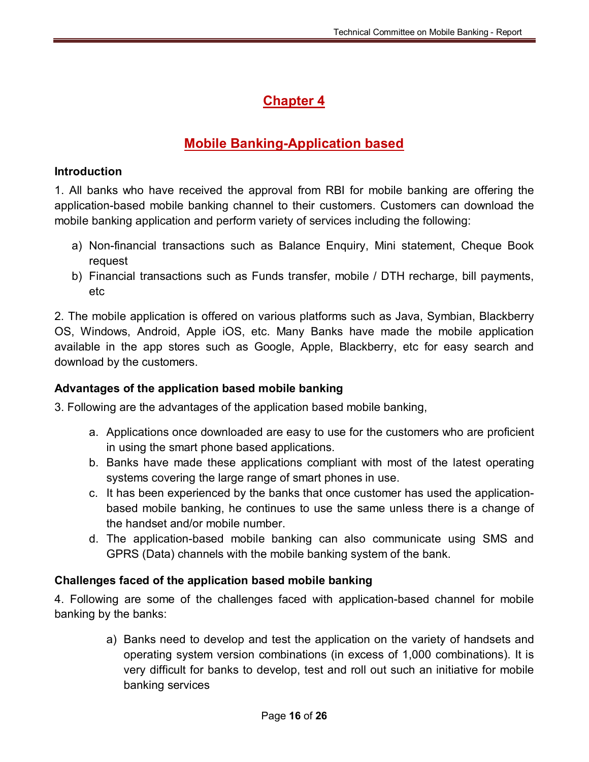# Chapter 4

## Mobile Banking-Application based

### Introduction

1. All banks who have received the approval from RBI for mobile banking are offering the application-based mobile banking channel to their customers. Customers can download the mobile banking application and perform variety of services including the following:

   a) Non-financial transactions such as Balance Enquiry, Mini statement, Cheque Book request

   b) Financial transactions such as Funds transfer, mobile / DTH recharge, bill payments, etc

2. The mobile application is offered on various platforms such as Java, Symbian, Blackberry OS, Windows, Android, Apple iOS, etc. Many Banks have made the mobile application available in the app stores such as Google, Apple, Blackberry, etc for easy search and download by the customers.

### Advantages of the application based mobile banking

3. Following are the advantages of the application based mobile banking,

   a. Applications once downloaded are easy to use for the customers who are proficient in using the smart phone based applications.

   b. Banks have made these applications compliant with most of the latest operating systems covering the large range of smart phones in use.

   c. It has been experienced by the banks that once customer has used the application-based mobile banking, he continues to use the same unless there is a change of the handset and/or mobile number.

   d. The application-based mobile banking can also communicate using SMS and GPRS (Data) channels with the mobile banking system of the bank.

### Challenges faced of the application based mobile banking

4. Following are some of the challenges faced with application-based channel for mobile banking by the banks:

   a) Banks need to develop and test the application on the variety of handsets and operating system version combinations (in excess of 1,000 combinations). It is very difficult for banks to develop, test and roll out such an initiative for mobile banking services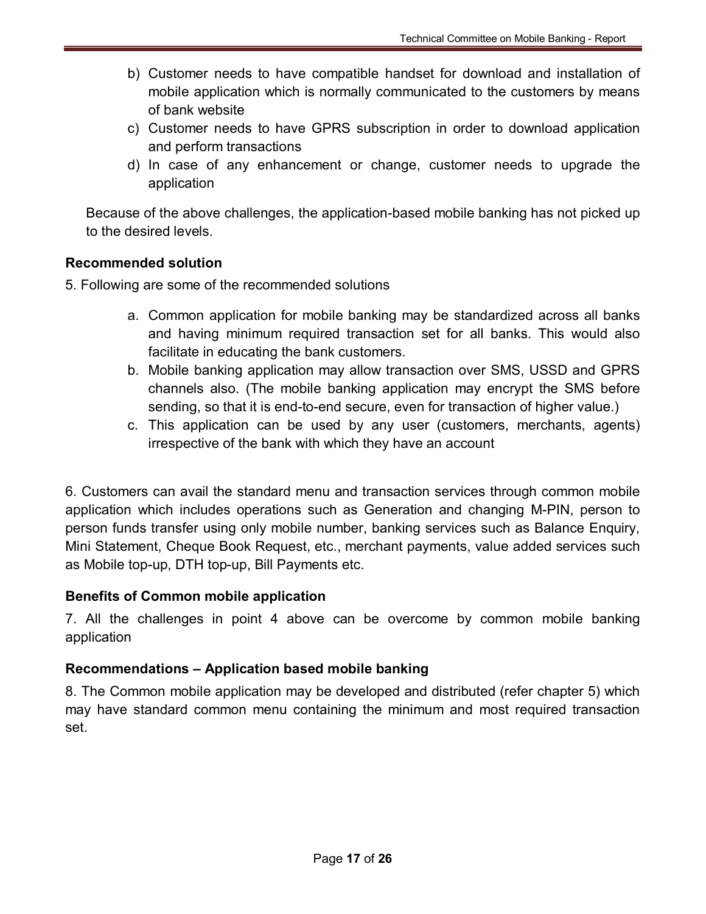b) Customer needs to have compatible handset for download and installation of mobile application which is normally communicated to the customers by means of bank website
c) Customer needs to have GPRS subscription in order to download application and perform transactions
d) In case of any enhancement or change, customer needs to upgrade the application

Because of the above challenges, the application-based mobile banking has not picked up to the desired levels.

**Recommended solution**

5. Following are some of the recommended solutions

a. Common application for mobile banking may be standardized across all banks and having minimum required transaction set for all banks. This would also facilitate in educating the bank customers.
b. Mobile banking application may allow transaction over SMS, USSD and GPRS channels also. (The mobile banking application may encrypt the SMS before sending, so that it is end-to-end secure, even for transaction of higher value.)
c. This application can be used by any user (customers, merchants, agents) irrespective of the bank with which they have an account

6. Customers can avail the standard menu and transaction services through common mobile application which includes operations such as Generation and changing M-PIN, person to person funds transfer using only mobile number, banking services such as Balance Enquiry, Mini Statement, Cheque Book Request, etc., merchant payments, value added services such as Mobile top-up, DTH top-up, Bill Payments etc.

**Benefits of Common mobile application**

7. All the challenges in point 4 above can be overcome by common mobile banking application

**Recommendations – Application based mobile banking**

8. The Common mobile application may be developed and distributed (refer chapter 5) which may have standard common menu containing the minimum and most required transaction set.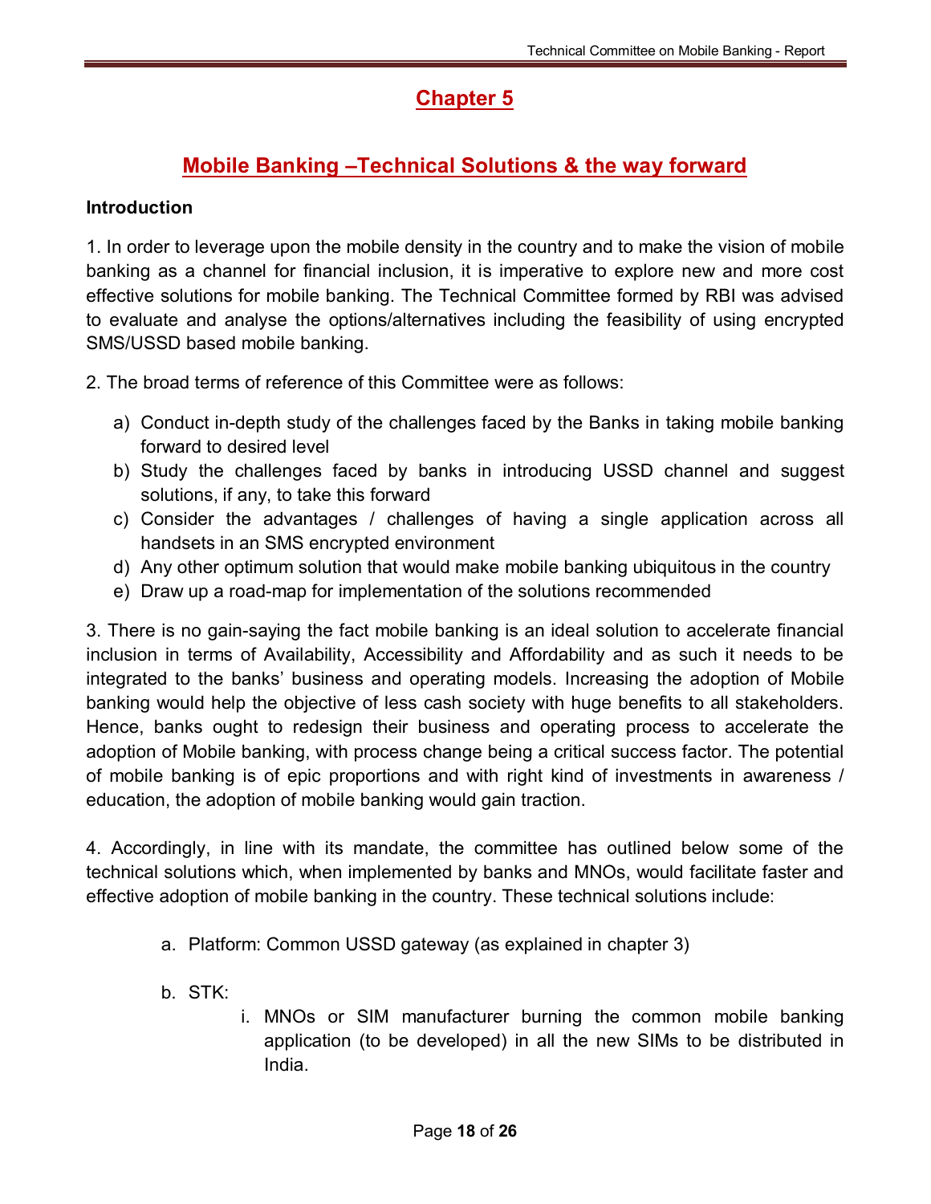# Chapter 5

## Mobile Banking –Technical Solutions & the way forward

**Introduction**

1. In order to leverage upon the mobile density in the country and to make the vision of mobile banking as a channel for financial inclusion, it is imperative to explore new and more cost effective solutions for mobile banking. The Technical Committee formed by RBI was advised to evaluate and analyse the options/alternatives including the feasibility of using encrypted SMS/USSD based mobile banking.

2. The broad terms of reference of this Committee were as follows:

a) Conduct in-depth study of the challenges faced by the Banks in taking mobile banking forward to desired level
b) Study the challenges faced by banks in introducing USSD channel and suggest solutions, if any, to take this forward
c) Consider the advantages / challenges of having a single application across all handsets in an SMS encrypted environment
d) Any other optimum solution that would make mobile banking ubiquitous in the country
e) Draw up a road-map for implementation of the solutions recommended

3. There is no gain-saying the fact mobile banking is an ideal solution to accelerate financial inclusion in terms of Availability, Accessibility and Affordability and as such it needs to be integrated to the banks' business and operating models. Increasing the adoption of Mobile banking would help the objective of less cash society with huge benefits to all stakeholders. Hence, banks ought to redesign their business and operating process to accelerate the adoption of Mobile banking, with process change being a critical success factor. The potential of mobile banking is of epic proportions and with right kind of investments in awareness / education, the adoption of mobile banking would gain traction.

4. Accordingly, in line with its mandate, the committee has outlined below some of the technical solutions which, when implemented by banks and MNOs, would facilitate faster and effective adoption of mobile banking in the country. These technical solutions include:

a. Platform: Common USSD gateway (as explained in chapter 3)

b. STK:

i. MNOs or SIM manufacturer burning the common mobile banking application (to be developed) in all the new SIMs to be distributed in India.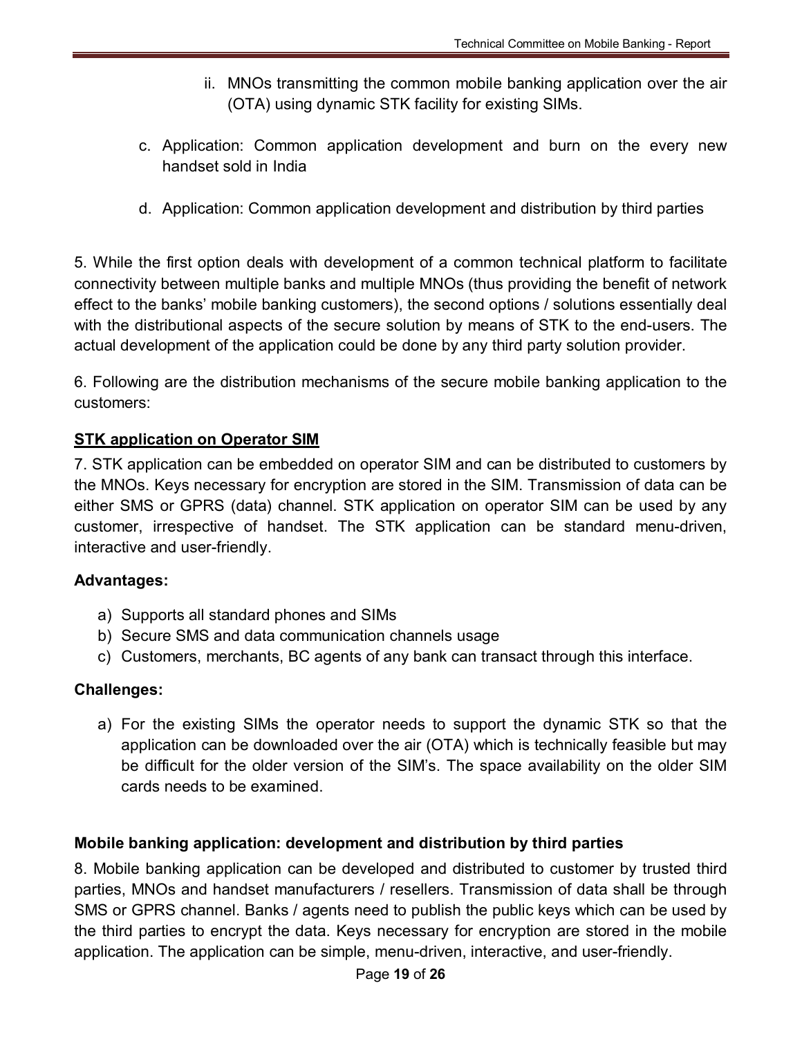ii. MNOs transmitting the common mobile banking application over the air (OTA) using dynamic STK facility for existing SIMs.

c. Application: Common application development and burn on the every new handset sold in India

d. Application: Common application development and distribution by third parties

5. While the first option deals with development of a common technical platform to facilitate connectivity between multiple banks and multiple MNOs (thus providing the benefit of network effect to the banks' mobile banking customers), the second options / solutions essentially deal with the distributional aspects of the secure solution by means of STK to the end-users. The actual development of the application could be done by any third party solution provider.

6. Following are the distribution mechanisms of the secure mobile banking application to the customers:

**STK application on Operator SIM**

7. STK application can be embedded on operator SIM and can be distributed to customers by the MNOs. Keys necessary for encryption are stored in the SIM. Transmission of data can be either SMS or GPRS (data) channel. STK application on operator SIM can be used by any customer, irrespective of handset. The STK application can be standard menu-driven, interactive and user-friendly.

**Advantages:**

a) Supports all standard phones and SIMs
b) Secure SMS and data communication channels usage
c) Customers, merchants, BC agents of any bank can transact through this interface.

**Challenges:**

a) For the existing SIMs the operator needs to support the dynamic STK so that the application can be downloaded over the air (OTA) which is technically feasible but may be difficult for the older version of the SIM's. The space availability on the older SIM cards needs to be examined.

**Mobile banking application: development and distribution by third parties**

8. Mobile banking application can be developed and distributed to customer by trusted third parties, MNOs and handset manufacturers / resellers. Transmission of data shall be through SMS or GPRS channel. Banks / agents need to publish the public keys which can be used by the third parties to encrypt the data. Keys necessary for encryption are stored in the mobile application. The application can be simple, menu-driven, interactive, and user-friendly.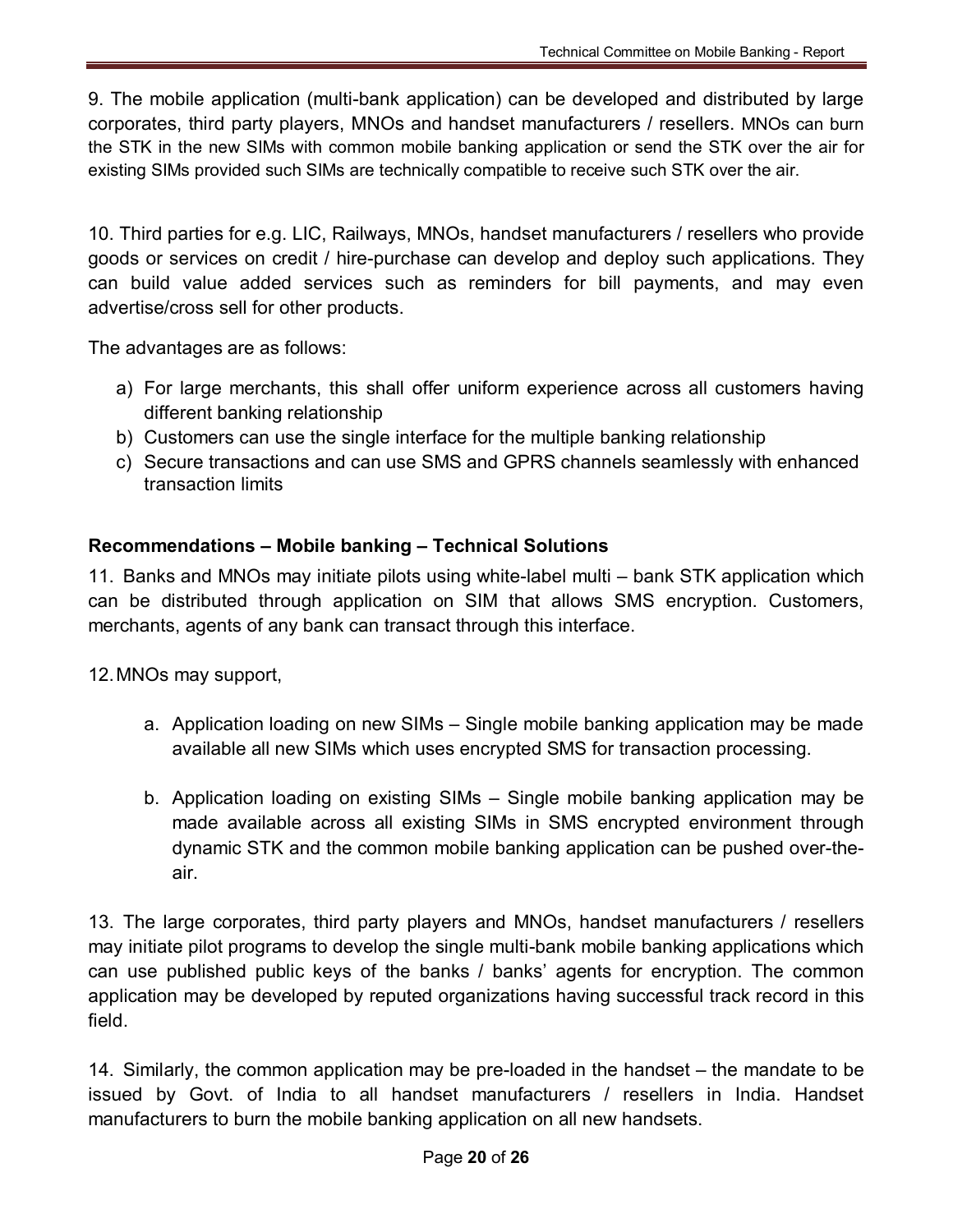9. The mobile application (multi-bank application) can be developed and distributed by large corporates, third party players, MNOs and handset manufacturers / resellers. MNOs can burn the STK in the new SIMs with common mobile banking application or send the STK over the air for existing SIMs provided such SIMs are technically compatible to receive such STK over the air.

10. Third parties for e.g. LIC, Railways, MNOs, handset manufacturers / resellers who provide goods or services on credit / hire-purchase can develop and deploy such applications. They can build value added services such as reminders for bill payments, and may even advertise/cross sell for other products.

The advantages are as follows:

a) For large merchants, this shall offer uniform experience across all customers having different banking relationship
b) Customers can use the single interface for the multiple banking relationship
c) Secure transactions and can use SMS and GPRS channels seamlessly with enhanced transaction limits

**Recommendations – Mobile banking – Technical Solutions**

11. Banks and MNOs may initiate pilots using white-label multi – bank STK application which can be distributed through application on SIM that allows SMS encryption. Customers, merchants, agents of any bank can transact through this interface.

12. MNOs may support,

a. Application loading on new SIMs – Single mobile banking application may be made available all new SIMs which uses encrypted SMS for transaction processing.

b. Application loading on existing SIMs – Single mobile banking application may be made available across all existing SIMs in SMS encrypted environment through dynamic STK and the common mobile banking application can be pushed over-the-air.

13. The large corporates, third party players and MNOs, handset manufacturers / resellers may initiate pilot programs to develop the single multi-bank mobile banking applications which can use published public keys of the banks / banks' agents for encryption. The common application may be developed by reputed organizations having successful track record in this field.

14. Similarly, the common application may be pre-loaded in the handset – the mandate to be issued by Govt. of India to all handset manufacturers / resellers in India. Handset manufacturers to burn the mobile banking application on all new handsets.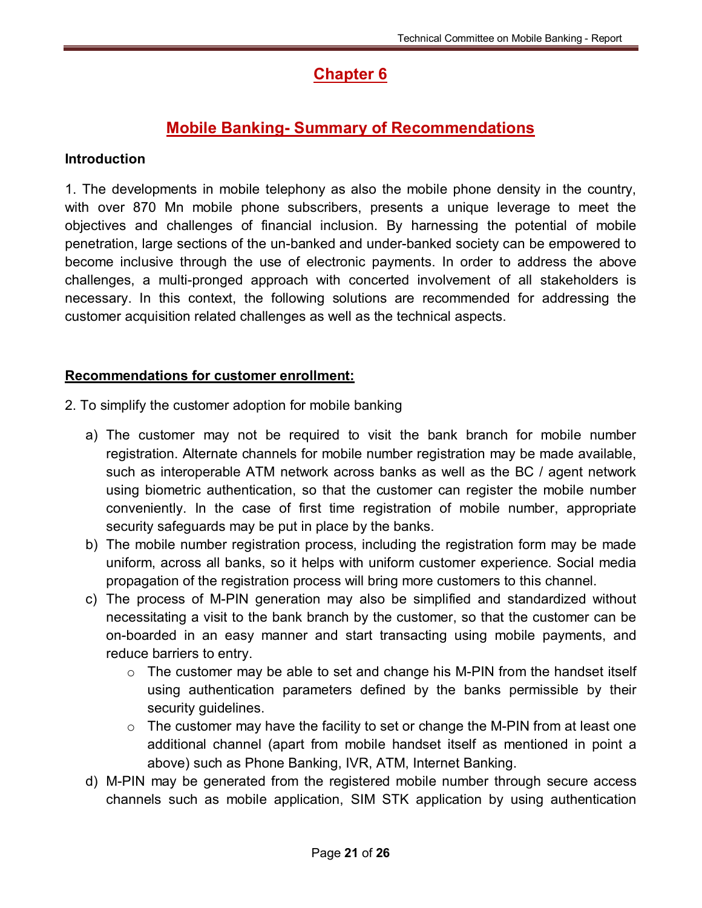# Chapter 6

## Mobile Banking- Summary of Recommendations

**Introduction**

1. The developments in mobile telephony as also the mobile phone density in the country, with over 870 Mn mobile phone subscribers, presents a unique leverage to meet the objectives and challenges of financial inclusion. By harnessing the potential of mobile penetration, large sections of the un-banked and under-banked society can be empowered to become inclusive through the use of electronic payments. In order to address the above challenges, a multi-pronged approach with concerted involvement of all stakeholders is necessary. In this context, the following solutions are recommended for addressing the customer acquisition related challenges as well as the technical aspects.

**Recommendations for customer enrollment:**

2. To simplify the customer adoption for mobile banking

a) The customer may not be required to visit the bank branch for mobile number registration. Alternate channels for mobile number registration may be made available, such as interoperable ATM network across banks as well as the BC / agent network using biometric authentication, so that the customer can register the mobile number conveniently. In the case of first time registration of mobile number, appropriate security safeguards may be put in place by the banks.

b) The mobile number registration process, including the registration form may be made uniform, across all banks, so it helps with uniform customer experience. Social media propagation of the registration process will bring more customers to this channel.

c) The process of M-PIN generation may also be simplified and standardized without necessitating a visit to the bank branch by the customer, so that the customer can be on-boarded in an easy manner and start transacting using mobile payments, and reduce barriers to entry.
   - The customer may be able to set and change his M-PIN from the handset itself using authentication parameters defined by the banks permissible by their security guidelines.
   - The customer may have the facility to set or change the M-PIN from at least one additional channel (apart from mobile handset itself as mentioned in point a above) such as Phone Banking, IVR, ATM, Internet Banking.

d) M-PIN may be generated from the registered mobile number through secure access channels such as mobile application, SIM STK application by using authentication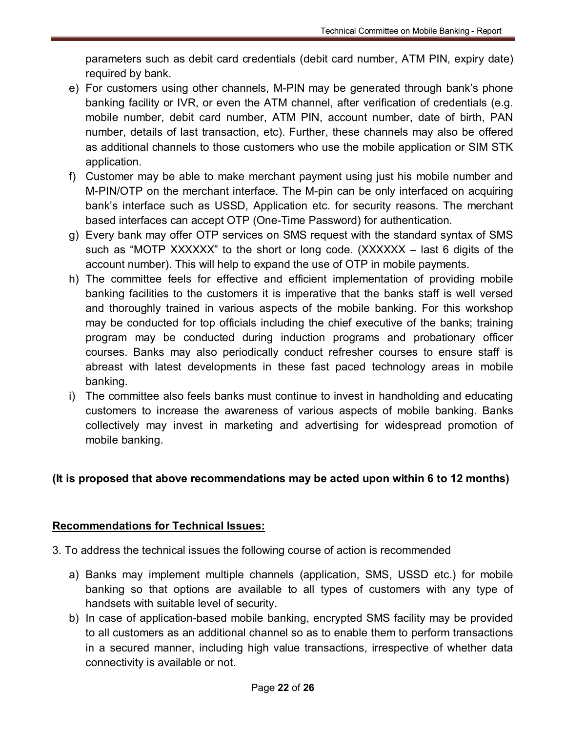parameters such as debit card credentials (debit card number, ATM PIN, expiry date) required by bank.

e) For customers using other channels, M-PIN may be generated through bank's phone banking facility or IVR, or even the ATM channel, after verification of credentials (e.g. mobile number, debit card number, ATM PIN, account number, date of birth, PAN number, details of last transaction, etc). Further, these channels may also be offered as additional channels to those customers who use the mobile application or SIM STK application.

f) Customer may be able to make merchant payment using just his mobile number and M-PIN/OTP on the merchant interface. The M-pin can be only interfaced on acquiring bank's interface such as USSD, Application etc. for security reasons. The merchant based interfaces can accept OTP (One-Time Password) for authentication.

g) Every bank may offer OTP services on SMS request with the standard syntax of SMS such as "MOTP XXXXXX" to the short or long code. (XXXXXX – last 6 digits of the account number). This will help to expand the use of OTP in mobile payments.

h) The committee feels for effective and efficient implementation of providing mobile banking facilities to the customers it is imperative that the banks staff is well versed and thoroughly trained in various aspects of the mobile banking. For this workshop may be conducted for top officials including the chief executive of the banks; training program may be conducted during induction programs and probationary officer courses. Banks may also periodically conduct refresher courses to ensure staff is abreast with latest developments in these fast paced technology areas in mobile banking.

i) The committee also feels banks must continue to invest in handholding and educating customers to increase the awareness of various aspects of mobile banking. Banks collectively may invest in marketing and advertising for widespread promotion of mobile banking.

**(It is proposed that above recommendations may be acted upon within 6 to 12 months)**

**Recommendations for Technical Issues:**

3. To address the technical issues the following course of action is recommended

a) Banks may implement multiple channels (application, SMS, USSD etc.) for mobile banking so that options are available to all types of customers with any type of handsets with suitable level of security.

b) In case of application-based mobile banking, encrypted SMS facility may be provided to all customers as an additional channel so as to enable them to perform transactions in a secured manner, including high value transactions, irrespective of whether data connectivity is available or not.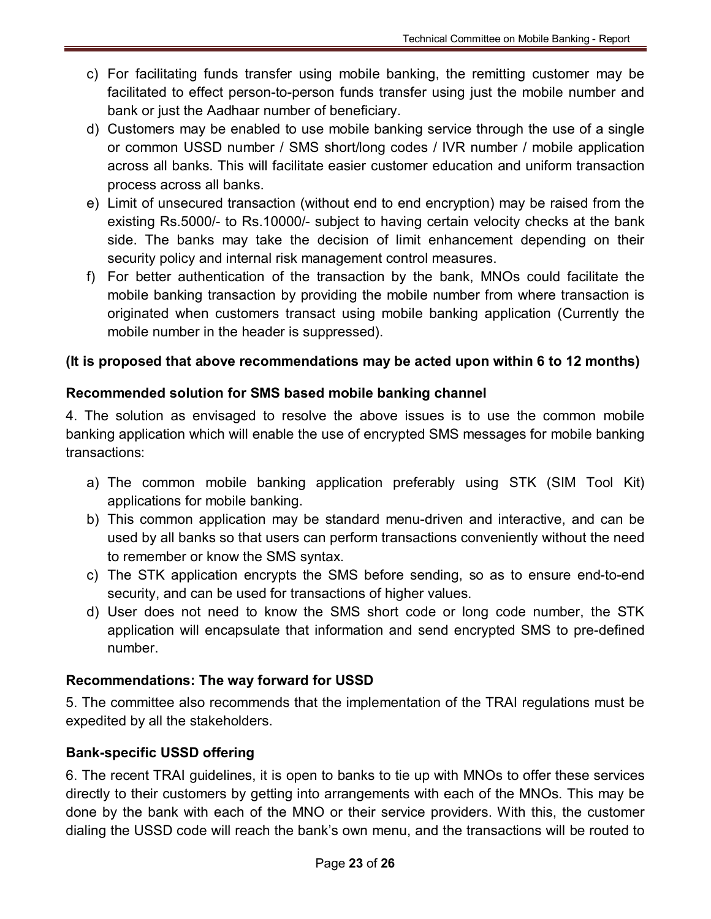c) For facilitating funds transfer using mobile banking, the remitting customer may be facilitated to effect person-to-person funds transfer using just the mobile number and bank or just the Aadhaar number of beneficiary.
d) Customers may be enabled to use mobile banking service through the use of a single or common USSD number / SMS short/long codes / IVR number / mobile application across all banks. This will facilitate easier customer education and uniform transaction process across all banks.
e) Limit of unsecured transaction (without end to end encryption) may be raised from the existing Rs.5000/- to Rs.10000/- subject to having certain velocity checks at the bank side. The banks may take the decision of limit enhancement depending on their security policy and internal risk management control measures.
f) For better authentication of the transaction by the bank, MNOs could facilitate the mobile banking transaction by providing the mobile number from where transaction is originated when customers transact using mobile banking application (Currently the mobile number in the header is suppressed).

**(It is proposed that above recommendations may be acted upon within 6 to 12 months)**

**Recommended solution for SMS based mobile banking channel**

4. The solution as envisaged to resolve the above issues is to use the common mobile banking application which will enable the use of encrypted SMS messages for mobile banking transactions:

a) The common mobile banking application preferably using STK (SIM Tool Kit) applications for mobile banking.
b) This common application may be standard menu-driven and interactive, and can be used by all banks so that users can perform transactions conveniently without the need to remember or know the SMS syntax.
c) The STK application encrypts the SMS before sending, so as to ensure end-to-end security, and can be used for transactions of higher values.
d) User does not need to know the SMS short code or long code number, the STK application will encapsulate that information and send encrypted SMS to pre-defined number.

**Recommendations: The way forward for USSD**

5. The committee also recommends that the implementation of the TRAI regulations must be expedited by all the stakeholders.

**Bank-specific USSD offering**

6. The recent TRAI guidelines, it is open to banks to tie up with MNOs to offer these services directly to their customers by getting into arrangements with each of the MNOs. This may be done by the bank with each of the MNO or their service providers. With this, the customer dialing the USSD code will reach the bank's own menu, and the transactions will be routed to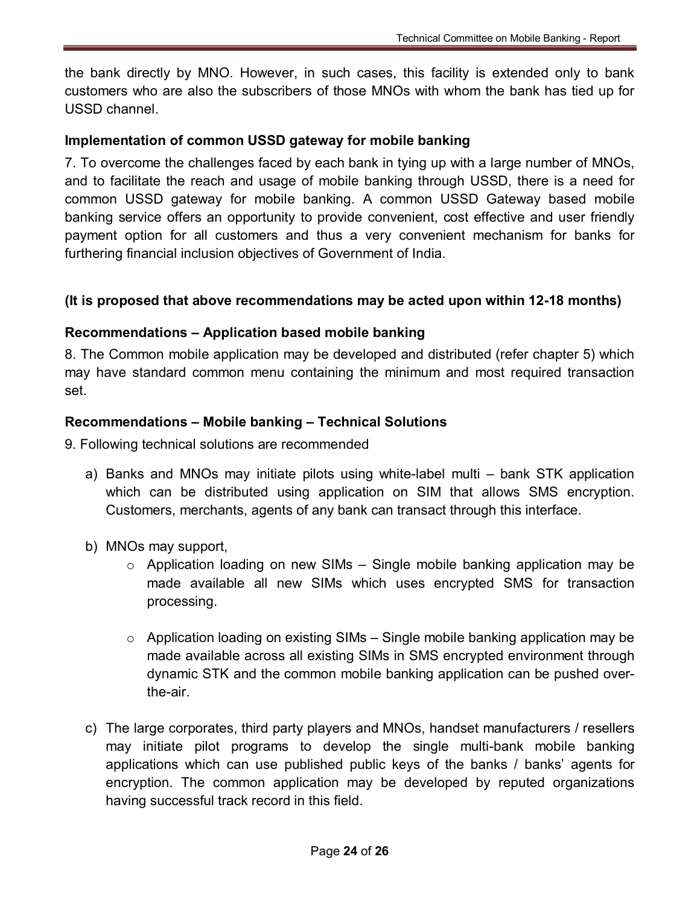the bank directly by MNO. However, in such cases, this facility is extended only to bank customers who are also the subscribers of those MNOs with whom the bank has tied up for USSD channel.

**Implementation of common USSD gateway for mobile banking**

7. To overcome the challenges faced by each bank in tying up with a large number of MNOs, and to facilitate the reach and usage of mobile banking through USSD, there is a need for common USSD gateway for mobile banking. A common USSD Gateway based mobile banking service offers an opportunity to provide convenient, cost effective and user friendly payment option for all customers and thus a very convenient mechanism for banks for furthering financial inclusion objectives of Government of India.

**(It is proposed that above recommendations may be acted upon within 12-18 months)**

**Recommendations – Application based mobile banking**

8. The Common mobile application may be developed and distributed (refer chapter 5) which may have standard common menu containing the minimum and most required transaction set.

**Recommendations – Mobile banking – Technical Solutions**

9. Following technical solutions are recommended

a) Banks and MNOs may initiate pilots using white-label multi – bank STK application which can be distributed using application on SIM that allows SMS encryption. Customers, merchants, agents of any bank can transact through this interface.

b) MNOs may support,
   - Application loading on new SIMs – Single mobile banking application may be made available all new SIMs which uses encrypted SMS for transaction processing.
   - Application loading on existing SIMs – Single mobile banking application may be made available across all existing SIMs in SMS encrypted environment through dynamic STK and the common mobile banking application can be pushed over-the-air.

c) The large corporates, third party players and MNOs, handset manufacturers / resellers may initiate pilot programs to develop the single multi-bank mobile banking applications which can use published public keys of the banks / banks' agents for encryption. The common application may be developed by reputed organizations having successful track record in this field.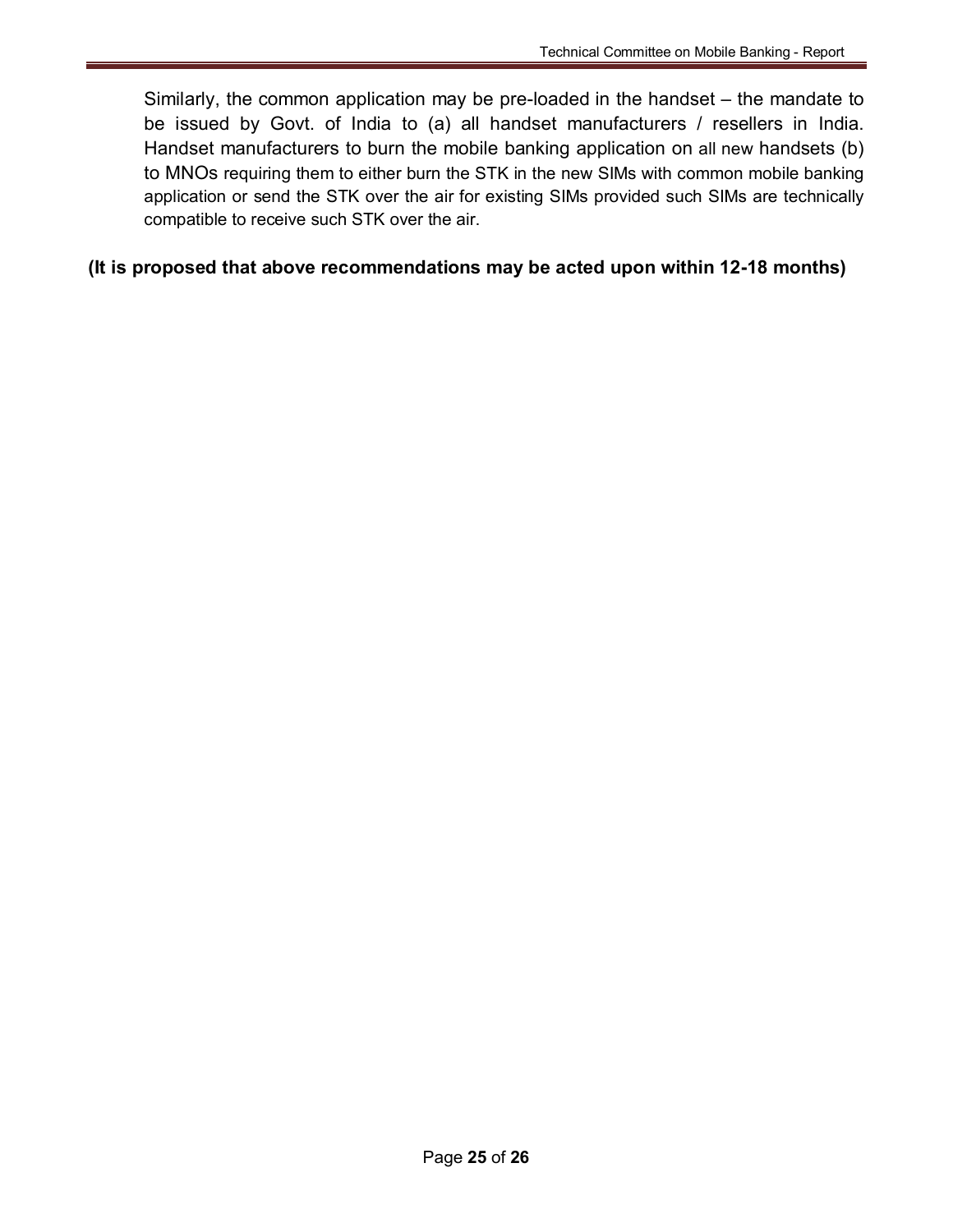Similarly, the common application may be pre-loaded in the handset – the mandate to be issued by Govt. of India to (a) all handset manufacturers / resellers in India. Handset manufacturers to burn the mobile banking application on all new handsets (b) to MNOs requiring them to either burn the STK in the new SIMs with common mobile banking application or send the STK over the air for existing SIMs provided such SIMs are technically compatible to receive such STK over the air.

**(It is proposed that above recommendations may be acted upon within 12-18 months)**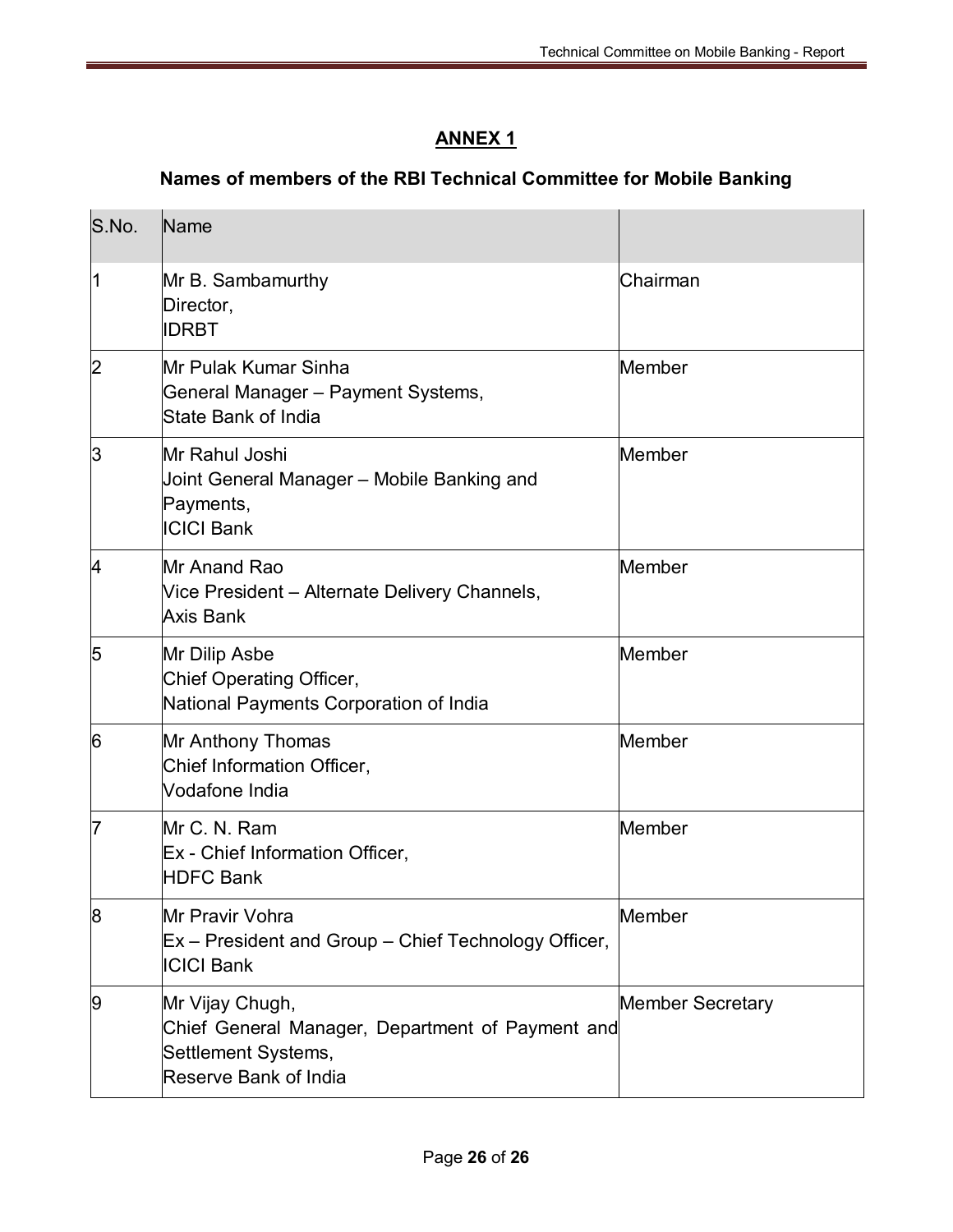## ANNEX 1

### Names of members of the RBI Technical Committee for Mobile Banking

| S.No. | Name | |
|---|---|---|
| 1 | Mr B. Sambamurthy<br>Director,<br>IDRBT | Chairman |
| 2 | Mr Pulak Kumar Sinha<br>General Manager – Payment Systems,<br>State Bank of India | Member |
| 3 | Mr Rahul Joshi<br>Joint General Manager – Mobile Banking and Payments,<br>ICICI Bank | Member |
| 4 | Mr Anand Rao<br>Vice President – Alternate Delivery Channels,<br>Axis Bank | Member |
| 5 | Mr Dilip Asbe<br>Chief Operating Officer,<br>National Payments Corporation of India | Member |
| 6 | Mr Anthony Thomas<br>Chief Information Officer,<br>Vodafone India | Member |
| 7 | Mr C. N. Ram<br>Ex - Chief Information Officer,<br>HDFC Bank | Member |
| 8 | Mr Pravir Vohra<br>Ex – President and Group – Chief Technology Officer,<br>ICICI Bank | Member |
| 9 | Mr Vijay Chugh,<br>Chief General Manager, Department of Payment and Settlement Systems,<br>Reserve Bank of India | Member Secretary |